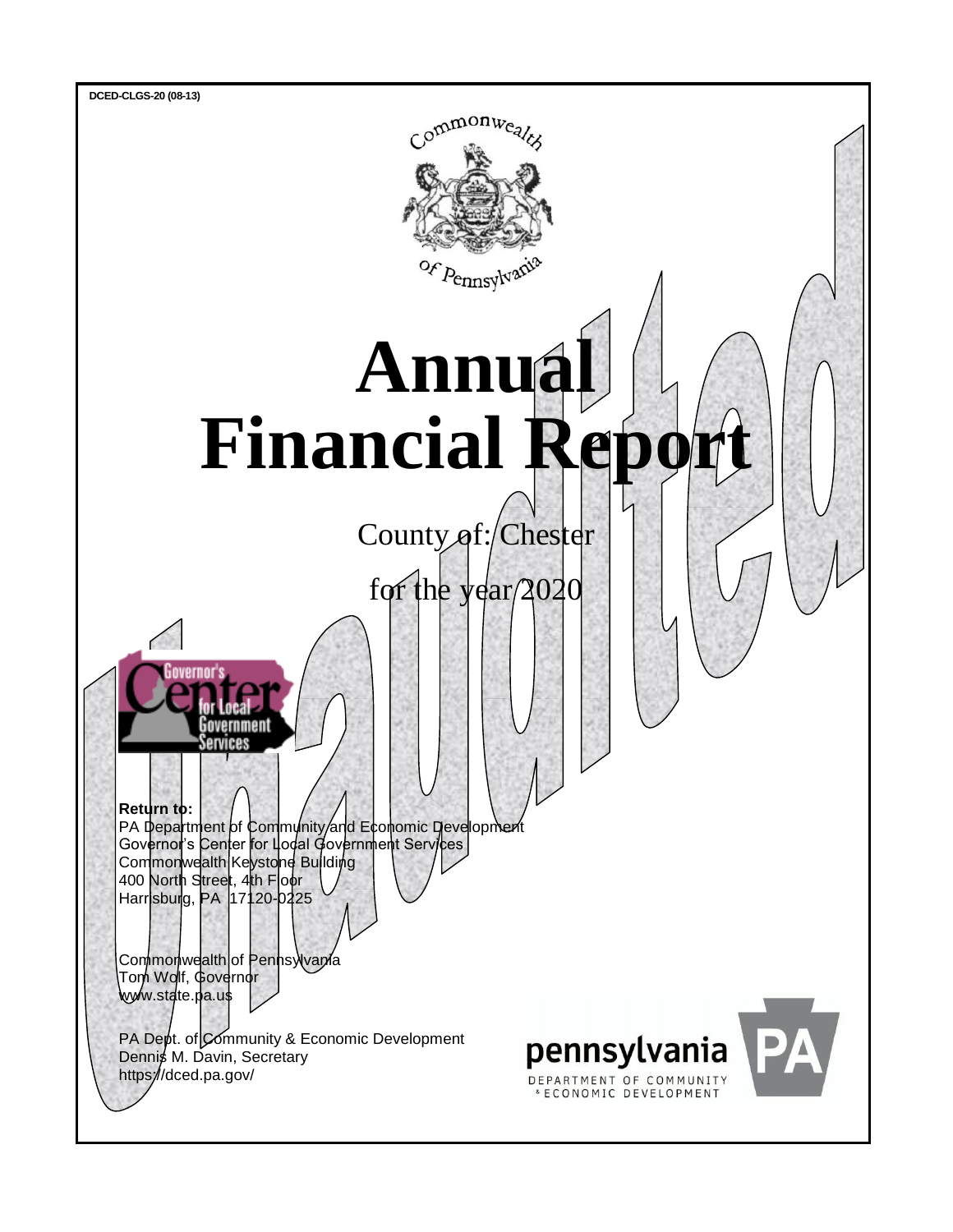DCED-CLGS-20 (08-13)

Commonwealth of Pennsylvania

# Annual Financial Report

County of: Chester

for the year 2020

Unaudited

**Return to:**
PA Department of Community and Economic Development
Governor's Center for Local Government Services
Commonwealth Keystone Building
400 North Street, 4th Floor
Harrisburg, PA 17120-0225

Commonwealth of Pennsylvania
Tom Wolf, Governor
www.state.pa.us

PA Dept. of Community & Economic Development
Dennis M. Davin, Secretary
https://dced.pa.gov/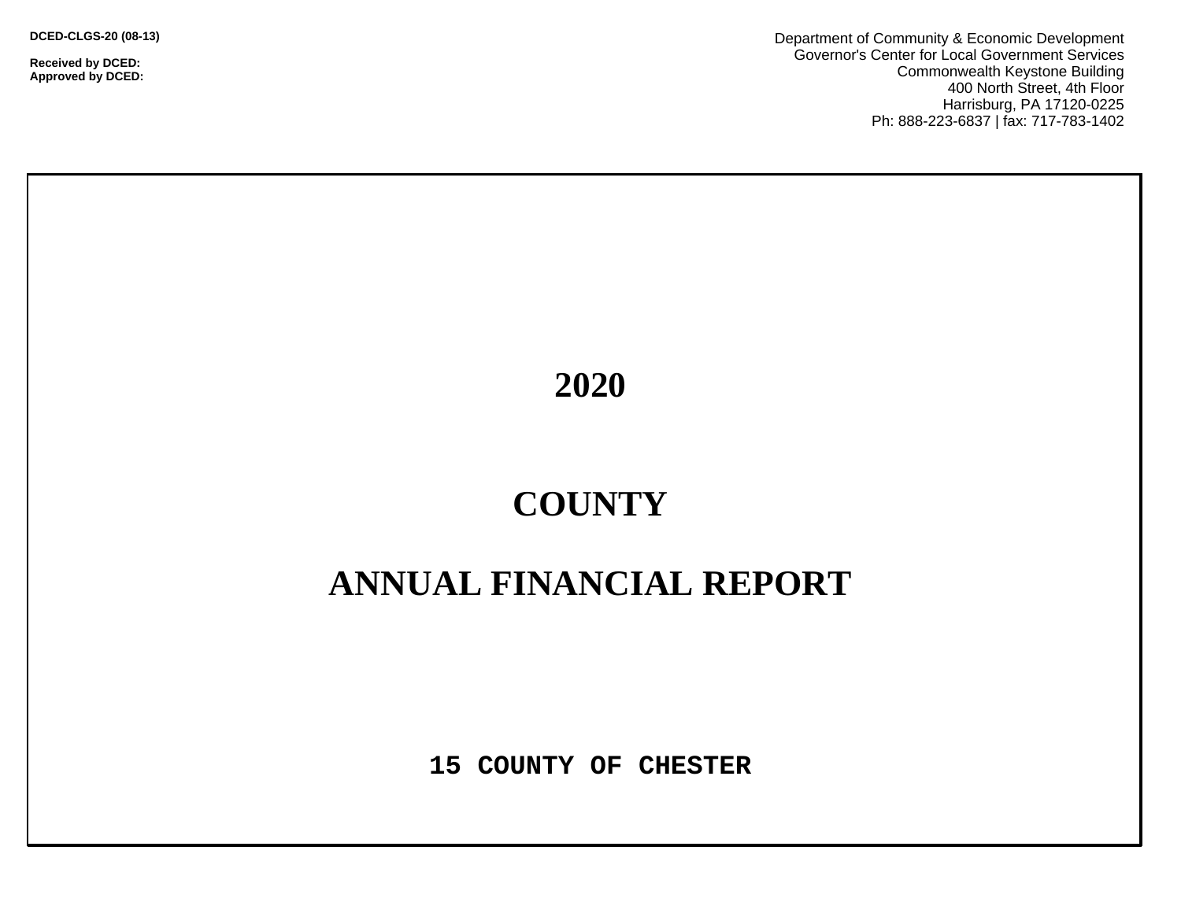**DCED-CLGS-20 (08-13)**

**Received by DCED:**
**Approved by DCED:**

Department of Community & Economic Development
Governor's Center for Local Government Services
Commonwealth Keystone Building
400 North Street, 4th Floor
Harrisburg, PA 17120-0225
Ph: 888-223-6837 | fax: 717-783-1402

# 2020

# COUNTY

# ANNUAL FINANCIAL REPORT

**15 COUNTY OF CHESTER**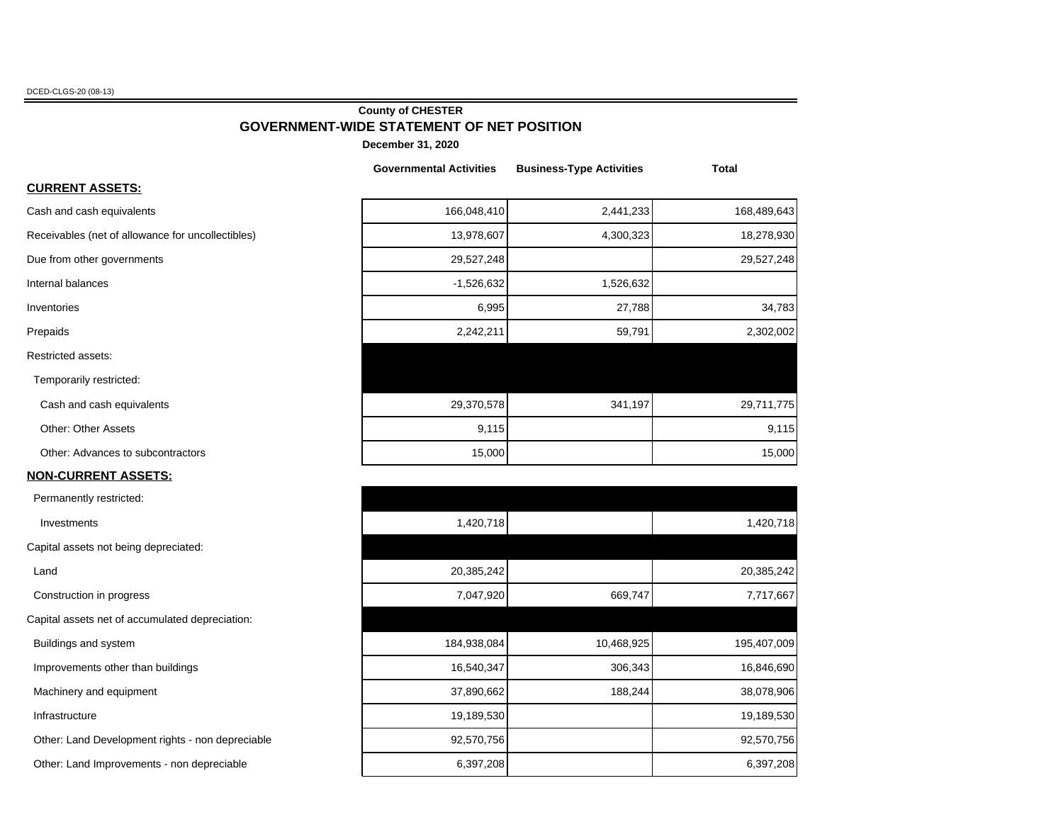DCED-CLGS-20 (08-13)

**County of CHESTER**

## GOVERNMENT-WIDE STATEMENT OF NET POSITION

**December 31, 2020**

| | Governmental Activities | Business-Type Activities | Total |
|---|---|---|---|
| **CURRENT ASSETS:** | | | |
| Cash and cash equivalents | 166,048,410 | 2,441,233 | 168,489,643 |
| Receivables (net of allowance for uncollectibles) | 13,978,607 | 4,300,323 | 18,278,930 |
| Due from other governments | 29,527,248 | | 29,527,248 |
| Internal balances | -1,526,632 | 1,526,632 | |
| Inventories | 6,995 | 27,788 | 34,783 |
| Prepaids | 2,242,211 | 59,791 | 2,302,002 |
| Restricted assets: | | | |
| Temporarily restricted: | | | |
| Cash and cash equivalents | 29,370,578 | 341,197 | 29,711,775 |
| Other: Other Assets | 9,115 | | 9,115 |
| Other: Advances to subcontractors | 15,000 | | 15,000 |
| **NON-CURRENT ASSETS:** | | | |
| Permanently restricted: | | | |
| Investments | 1,420,718 | | 1,420,718 |
| Capital assets not being depreciated: | | | |
| Land | 20,385,242 | | 20,385,242 |
| Construction in progress | 7,047,920 | 669,747 | 7,717,667 |
| Capital assets net of accumulated depreciation: | | | |
| Buildings and system | 184,938,084 | 10,468,925 | 195,407,009 |
| Improvements other than buildings | 16,540,347 | 306,343 | 16,846,690 |
| Machinery and equipment | 37,890,662 | 188,244 | 38,078,906 |
| Infrastructure | 19,189,530 | | 19,189,530 |
| Other: Land Development rights - non depreciable | 92,570,756 | | 92,570,756 |
| Other: Land Improvements - non depreciable | 6,397,208 | | 6,397,208 |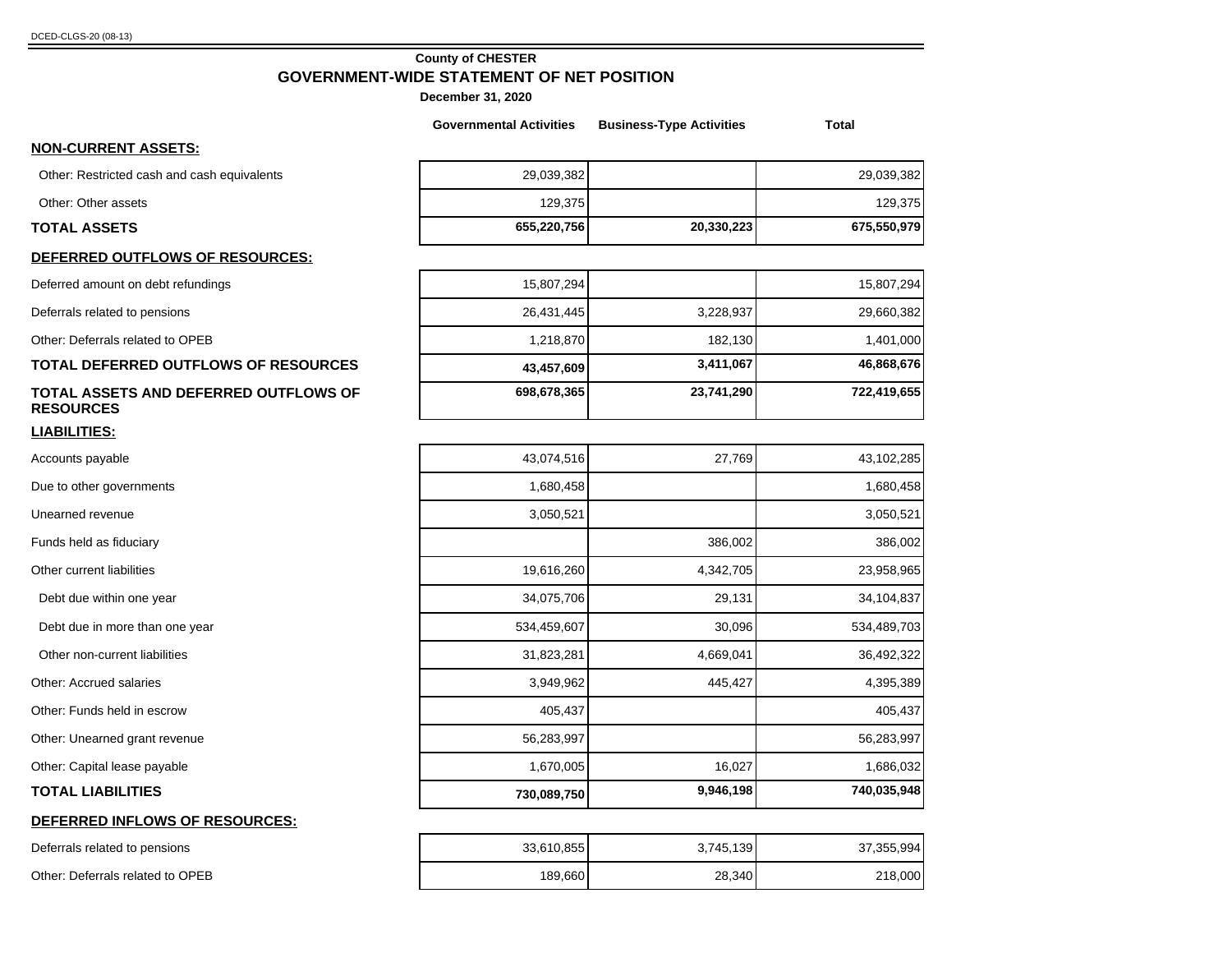DCED-CLGS-20 (08-13)

**County of CHESTER**

## GOVERNMENT-WIDE STATEMENT OF NET POSITION

**December 31, 2020**

| | Governmental Activities | Business-Type Activities | Total |
|---|---|---|---|
| **NON-CURRENT ASSETS:** | | | |
| Other: Restricted cash and cash equivalents | 29,039,382 | | 29,039,382 |
| Other: Other assets | 129,375 | | 129,375 |
| **TOTAL ASSETS** | **655,220,756** | **20,330,223** | **675,550,979** |
| **DEFERRED OUTFLOWS OF RESOURCES:** | | | |
| Deferred amount on debt refundings | 15,807,294 | | 15,807,294 |
| Deferrals related to pensions | 26,431,445 | 3,228,937 | 29,660,382 |
| Other: Deferrals related to OPEB | 1,218,870 | 182,130 | 1,401,000 |
| **TOTAL DEFERRED OUTFLOWS OF RESOURCES** | **43,457,609** | **3,411,067** | **46,868,676** |
| **TOTAL ASSETS AND DEFERRED OUTFLOWS OF RESOURCES** | **698,678,365** | **23,741,290** | **722,419,655** |
| **LIABILITIES:** | | | |
| Accounts payable | 43,074,516 | 27,769 | 43,102,285 |
| Due to other governments | 1,680,458 | | 1,680,458 |
| Unearned revenue | 3,050,521 | | 3,050,521 |
| Funds held as fiduciary | | 386,002 | 386,002 |
| Other current liabilities | 19,616,260 | 4,342,705 | 23,958,965 |
| Debt due within one year | 34,075,706 | 29,131 | 34,104,837 |
| Debt due in more than one year | 534,459,607 | 30,096 | 534,489,703 |
| Other non-current liabilities | 31,823,281 | 4,669,041 | 36,492,322 |
| Other: Accrued salaries | 3,949,962 | 445,427 | 4,395,389 |
| Other: Funds held in escrow | 405,437 | | 405,437 |
| Other: Unearned grant revenue | 56,283,997 | | 56,283,997 |
| Other: Capital lease payable | 1,670,005 | 16,027 | 1,686,032 |
| **TOTAL LIABILITIES** | **730,089,750** | **9,946,198** | **740,035,948** |
| **DEFERRED INFLOWS OF RESOURCES:** | | | |
| Deferrals related to pensions | 33,610,855 | 3,745,139 | 37,355,994 |
| Other: Deferrals related to OPEB | 189,660 | 28,340 | 218,000 |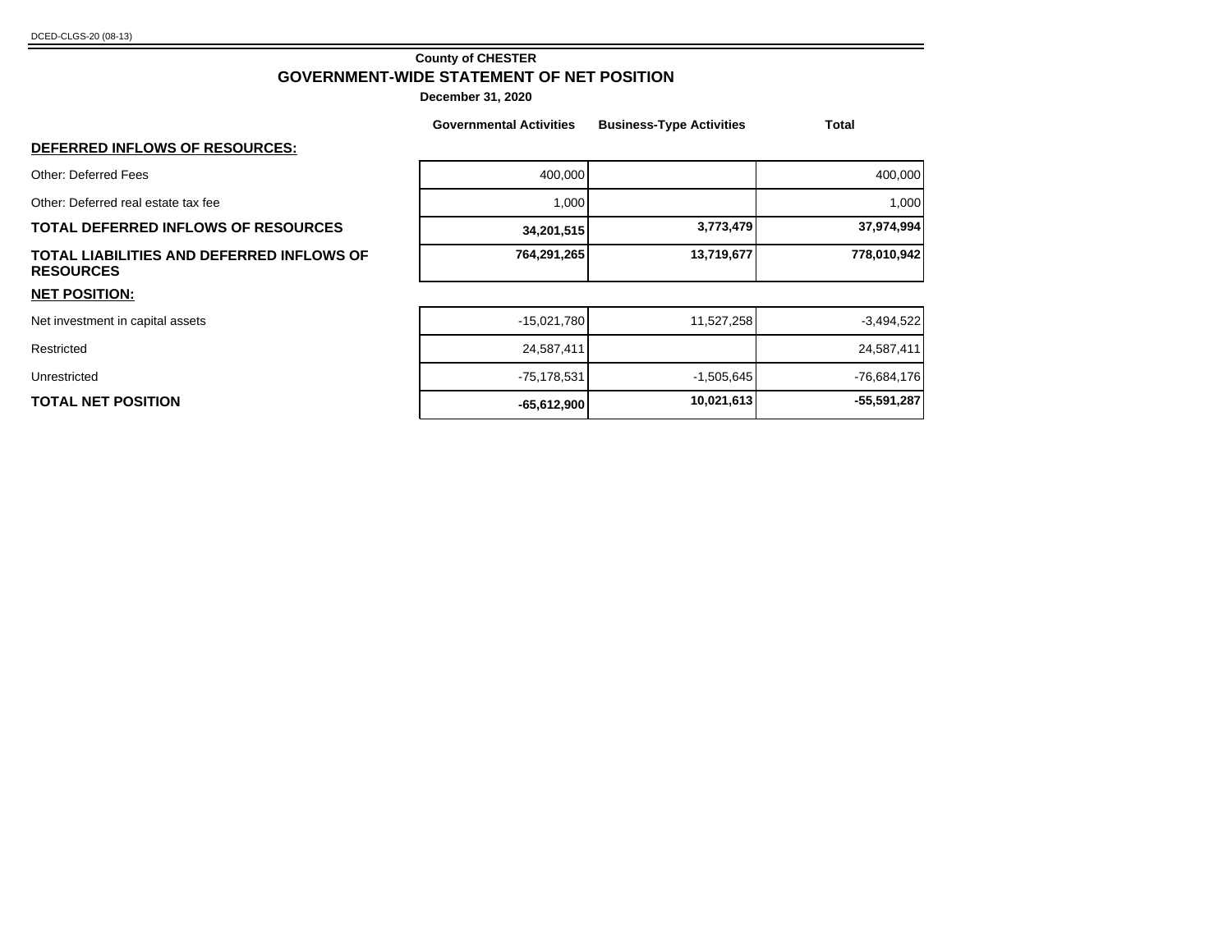**County of CHESTER**

**GOVERNMENT-WIDE STATEMENT OF NET POSITION**

**December 31, 2020**

| | Governmental Activities | Business-Type Activities | Total |
|---|---|---|---|
| **DEFERRED INFLOWS OF RESOURCES:** | | | |
| Other: Deferred Fees | 400,000 | | 400,000 |
| Other: Deferred real estate tax fee | 1,000 | | 1,000 |
| **TOTAL DEFERRED INFLOWS OF RESOURCES** | **34,201,515** | **3,773,479** | **37,974,994** |
| **TOTAL LIABILITIES AND DEFERRED INFLOWS OF RESOURCES** | **764,291,265** | **13,719,677** | **778,010,942** |
| **NET POSITION:** | | | |
| Net investment in capital assets | -15,021,780 | 11,527,258 | -3,494,522 |
| Restricted | 24,587,411 | | 24,587,411 |
| Unrestricted | -75,178,531 | -1,505,645 | -76,684,176 |
| **TOTAL NET POSITION** | **-65,612,900** | **10,021,613** | **-55,591,287** |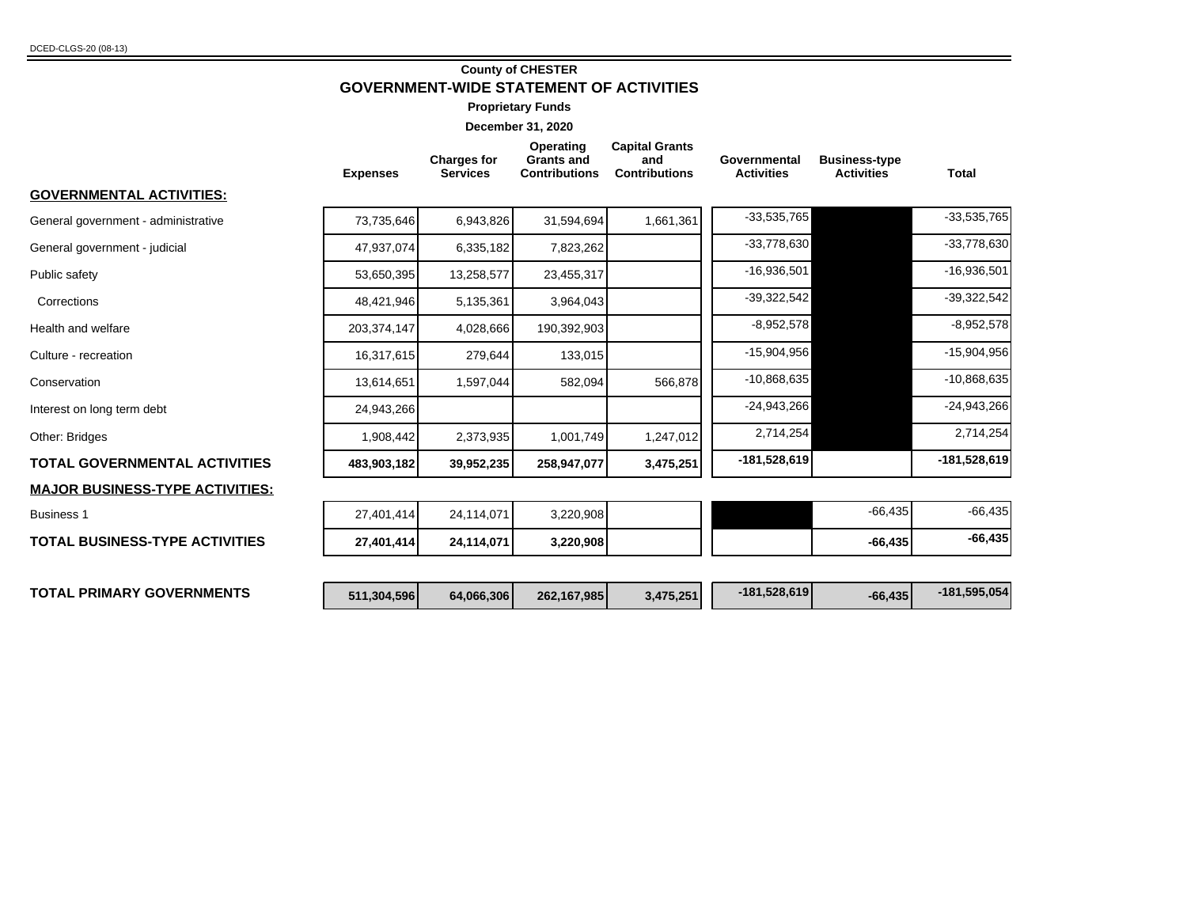DCED-CLGS-20 (08-13)

# County of CHESTER

## GOVERNMENT-WIDE STATEMENT OF ACTIVITIES

**Proprietary Funds**

**December 31, 2020**

| | Expenses | Charges for Services | Operating Grants and Contributions | Capital Grants and Contributions | Governmental Activities | Business-type Activities | Total |
|---|---|---|---|---|---|---|---|
| **GOVERNMENTAL ACTIVITIES:** | | | | | | | |
| General government - administrative | 73,735,646 | 6,943,826 | 31,594,694 | 1,661,361 | -33,535,765 | | -33,535,765 |
| General government - judicial | 47,937,074 | 6,335,182 | 7,823,262 | | -33,778,630 | | -33,778,630 |
| Public safety | 53,650,395 | 13,258,577 | 23,455,317 | | -16,936,501 | | -16,936,501 |
| Corrections | 48,421,946 | 5,135,361 | 3,964,043 | | -39,322,542 | | -39,322,542 |
| Health and welfare | 203,374,147 | 4,028,666 | 190,392,903 | | -8,952,578 | | -8,952,578 |
| Culture - recreation | 16,317,615 | 279,644 | 133,015 | | -15,904,956 | | -15,904,956 |
| Conservation | 13,614,651 | 1,597,044 | 582,094 | 566,878 | -10,868,635 | | -10,868,635 |
| Interest on long term debt | 24,943,266 | | | | -24,943,266 | | -24,943,266 |
| Other: Bridges | 1,908,442 | 2,373,935 | 1,001,749 | 1,247,012 | 2,714,254 | | 2,714,254 |
| **TOTAL GOVERNMENTAL ACTIVITIES** | **483,903,182** | **39,952,235** | **258,947,077** | **3,475,251** | **-181,528,619** | | **-181,528,619** |
| **MAJOR BUSINESS-TYPE ACTIVITIES:** | | | | | | | |
| Business 1 | 27,401,414 | 24,114,071 | 3,220,908 | | | -66,435 | -66,435 |
| **TOTAL BUSINESS-TYPE ACTIVITIES** | **27,401,414** | **24,114,071** | **3,220,908** | | | **-66,435** | **-66,435** |
| **TOTAL PRIMARY GOVERNMENTS** | **511,304,596** | **64,066,306** | **262,167,985** | **3,475,251** | **-181,528,619** | **-66,435** | **-181,595,054** |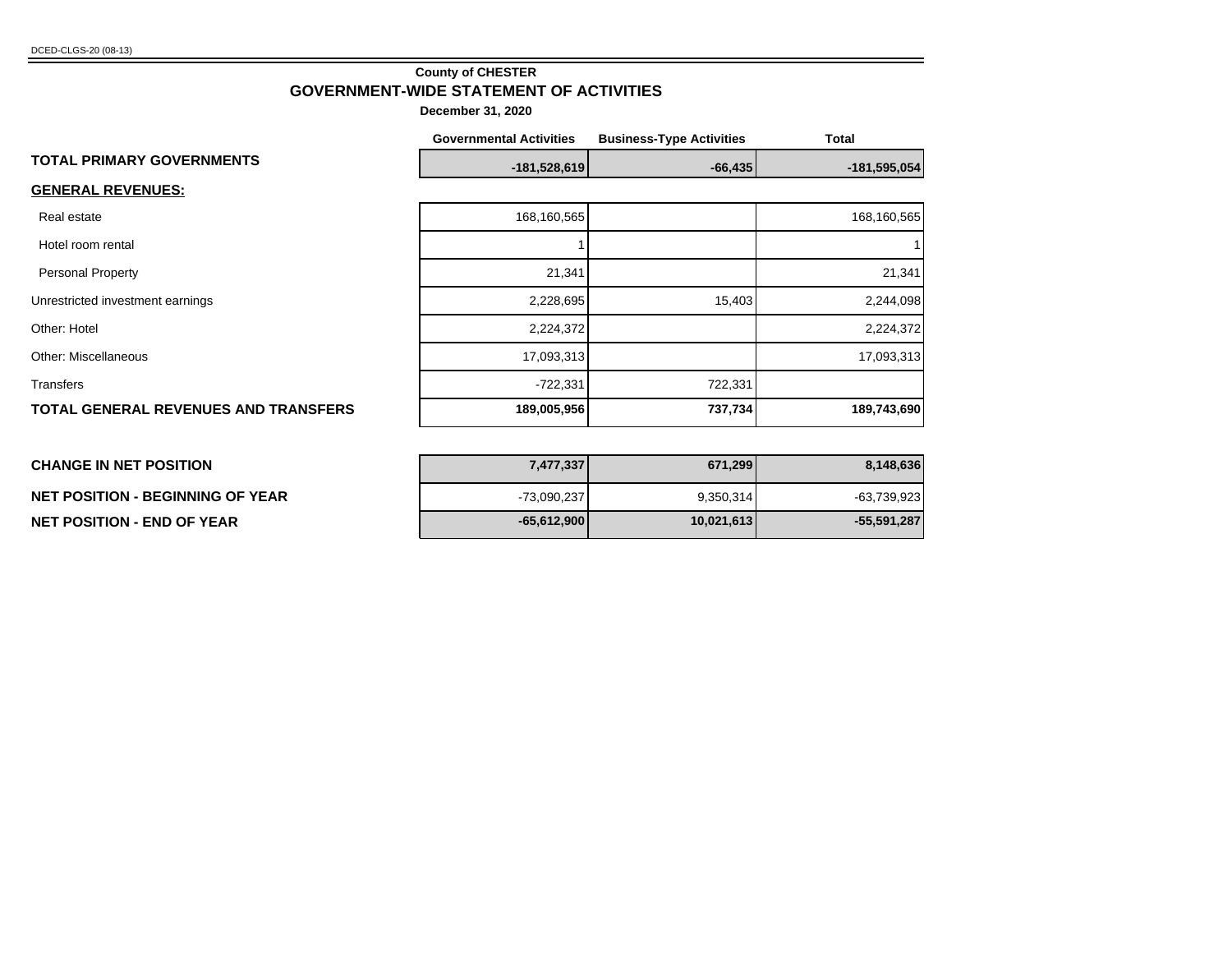DCED-CLGS-20 (08-13)

**County of CHESTER**

## GOVERNMENT-WIDE STATEMENT OF ACTIVITIES

**December 31, 2020**

| | Governmental Activities | Business-Type Activities | Total |
|---|---|---|---|
| **TOTAL PRIMARY GOVERNMENTS** | **-181,528,619** | **-66,435** | **-181,595,054** |
| **GENERAL REVENUES:** | | | |
| Real estate | 168,160,565 | | 168,160,565 |
| Hotel room rental | 1 | | 1 |
| Personal Property | 21,341 | | 21,341 |
| Unrestricted investment earnings | 2,228,695 | 15,403 | 2,244,098 |
| Other: Hotel | 2,224,372 | | 2,224,372 |
| Other: Miscellaneous | 17,093,313 | | 17,093,313 |
| Transfers | -722,331 | 722,331 | |
| **TOTAL GENERAL REVENUES AND TRANSFERS** | **189,005,956** | **737,734** | **189,743,690** |
| **CHANGE IN NET POSITION** | **7,477,337** | **671,299** | **8,148,636** |
| **NET POSITION - BEGINNING OF YEAR** | -73,090,237 | 9,350,314 | -63,739,923 |
| **NET POSITION - END OF YEAR** | **-65,612,900** | **10,021,613** | **-55,591,287** |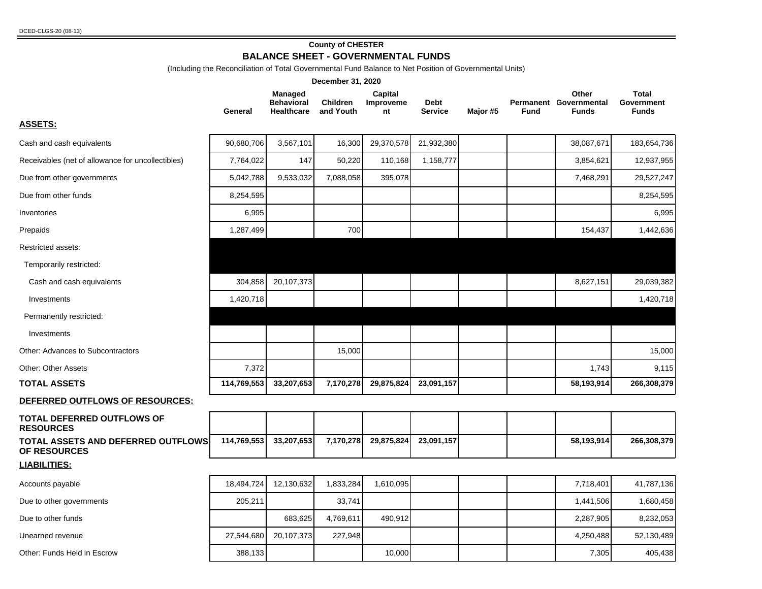DCED-CLGS-20 (08-13)

**County of CHESTER**

## BALANCE SHEET - GOVERNMENTAL FUNDS

(Including the Reconciliation of Total Governmental Fund Balance to Net Position of Governmental Units)

**December 31, 2020**

| | General | Managed Behavioral Healthcare | Children and Youth | Capital Improvement | Debt Service | Major #5 | Permanent Fund | Other Governmental Funds | Total Government Funds |
|---|---|---|---|---|---|---|---|---|---|
| **ASSETS:** | | | | | | | | | |
| Cash and cash equivalents | 90,680,706 | 3,567,101 | 16,300 | 29,370,578 | 21,932,380 | | | 38,087,671 | 183,654,736 |
| Receivables (net of allowance for uncollectibles) | 7,764,022 | 147 | 50,220 | 110,168 | 1,158,777 | | | 3,854,621 | 12,937,955 |
| Due from other governments | 5,042,788 | 9,533,032 | 7,088,058 | 395,078 | | | | 7,468,291 | 29,527,247 |
| Due from other funds | 8,254,595 | | | | | | | | 8,254,595 |
| Inventories | 6,995 | | | | | | | | 6,995 |
| Prepaids | 1,287,499 | | 700 | | | | | 154,437 | 1,442,636 |
| Restricted assets: | | | | | | | | | |
| Temporarily restricted: | | | | | | | | | |
| Cash and cash equivalents | 304,858 | 20,107,373 | | | | | | 8,627,151 | 29,039,382 |
| Investments | 1,420,718 | | | | | | | | 1,420,718 |
| Permanently restricted: | | | | | | | | | |
| Investments | | | | | | | | | |
| Other: Advances to Subcontractors | | | 15,000 | | | | | | 15,000 |
| Other: Other Assets | 7,372 | | | | | | | 1,743 | 9,115 |
| **TOTAL ASSETS** | **114,769,553** | **33,207,653** | **7,170,278** | **29,875,824** | **23,091,157** | | | **58,193,914** | **266,308,379** |
| **DEFERRED OUTFLOWS OF RESOURCES:** | | | | | | | | | |
| **TOTAL DEFERRED OUTFLOWS OF RESOURCES** | | | | | | | | | |
| **TOTAL ASSETS AND DEFERRED OUTFLOWS OF RESOURCES** | **114,769,553** | **33,207,653** | **7,170,278** | **29,875,824** | **23,091,157** | | | **58,193,914** | **266,308,379** |
| **LIABILITIES:** | | | | | | | | | |
| Accounts payable | 18,494,724 | 12,130,632 | 1,833,284 | 1,610,095 | | | | 7,718,401 | 41,787,136 |
| Due to other governments | 205,211 | | 33,741 | | | | | 1,441,506 | 1,680,458 |
| Due to other funds | | 683,625 | 4,769,611 | 490,912 | | | | 2,287,905 | 8,232,053 |
| Unearned revenue | 27,544,680 | 20,107,373 | 227,948 | | | | | 4,250,488 | 52,130,489 |
| Other: Funds Held in Escrow | 388,133 | | | 10,000 | | | | 7,305 | 405,438 |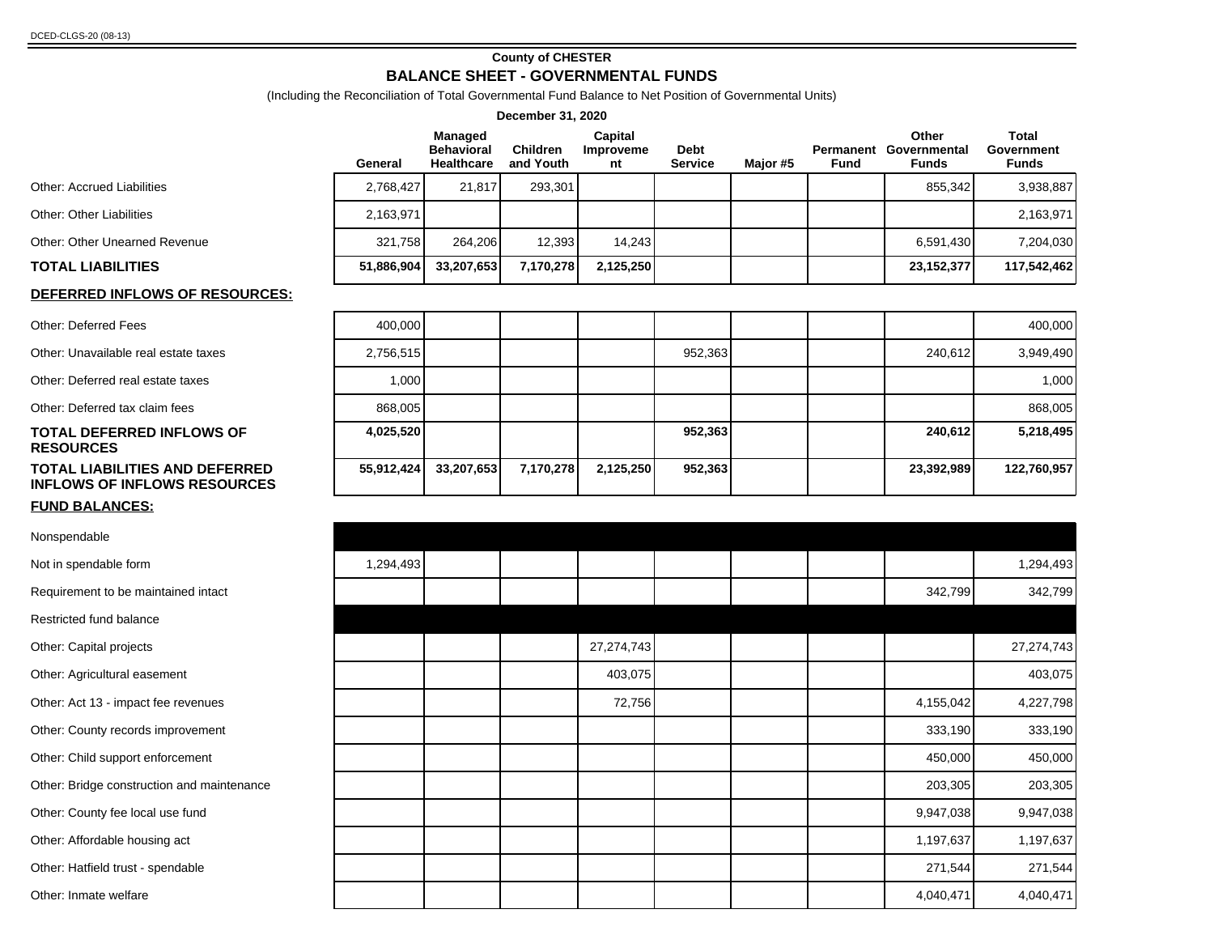DCED-CLGS-20 (08-13)

**County of CHESTER**

## BALANCE SHEET - GOVERNMENTAL FUNDS

(Including the Reconciliation of Total Governmental Fund Balance to Net Position of Governmental Units)

**December 31, 2020**

| | General | Managed Behavioral Healthcare | Children and Youth | Capital Improvement | Debt Service | Major #5 | Permanent Fund | Other Governmental Funds | Total Government Funds |
|---|---|---|---|---|---|---|---|---|---|
| Other: Accrued Liabilities | 2,768,427 | 21,817 | 293,301 | | | | | 855,342 | 3,938,887 |
| Other: Other Liabilities | 2,163,971 | | | | | | | | 2,163,971 |
| Other: Other Unearned Revenue | 321,758 | 264,206 | 12,393 | 14,243 | | | | 6,591,430 | 7,204,030 |
| **TOTAL LIABILITIES** | **51,886,904** | **33,207,653** | **7,170,278** | **2,125,250** | | | | **23,152,377** | **117,542,462** |
| **DEFERRED INFLOWS OF RESOURCES:** | | | | | | | | | |
| Other: Deferred Fees | 400,000 | | | | | | | | 400,000 |
| Other: Unavailable real estate taxes | 2,756,515 | | | | 952,363 | | | 240,612 | 3,949,490 |
| Other: Deferred real estate taxes | 1,000 | | | | | | | | 1,000 |
| Other: Deferred tax claim fees | 868,005 | | | | | | | | 868,005 |
| **TOTAL DEFERRED INFLOWS OF RESOURCES** | **4,025,520** | | | | **952,363** | | | **240,612** | **5,218,495** |
| **TOTAL LIABILITIES AND DEFERRED INFLOWS OF INFLOWS RESOURCES** | **55,912,424** | **33,207,653** | **7,170,278** | **2,125,250** | **952,363** | | | **23,392,989** | **122,760,957** |
| **FUND BALANCES:** | | | | | | | | | |
| Nonspendable | | | | | | | | | |
| Not in spendable form | 1,294,493 | | | | | | | | 1,294,493 |
| Requirement to be maintained intact | | | | | | | | 342,799 | 342,799 |
| Restricted fund balance | | | | | | | | | |
| Other: Capital projects | | | | 27,274,743 | | | | | 27,274,743 |
| Other: Agricultural easement | | | | 403,075 | | | | | 403,075 |
| Other: Act 13 - impact fee revenues | | | | 72,756 | | | | 4,155,042 | 4,227,798 |
| Other: County records improvement | | | | | | | | 333,190 | 333,190 |
| Other: Child support enforcement | | | | | | | | 450,000 | 450,000 |
| Other: Bridge construction and maintenance | | | | | | | | 203,305 | 203,305 |
| Other: County fee local use fund | | | | | | | | 9,947,038 | 9,947,038 |
| Other: Affordable housing act | | | | | | | | 1,197,637 | 1,197,637 |
| Other: Hatfield trust - spendable | | | | | | | | 271,544 | 271,544 |
| Other: Inmate welfare | | | | | | | | 4,040,471 | 4,040,471 |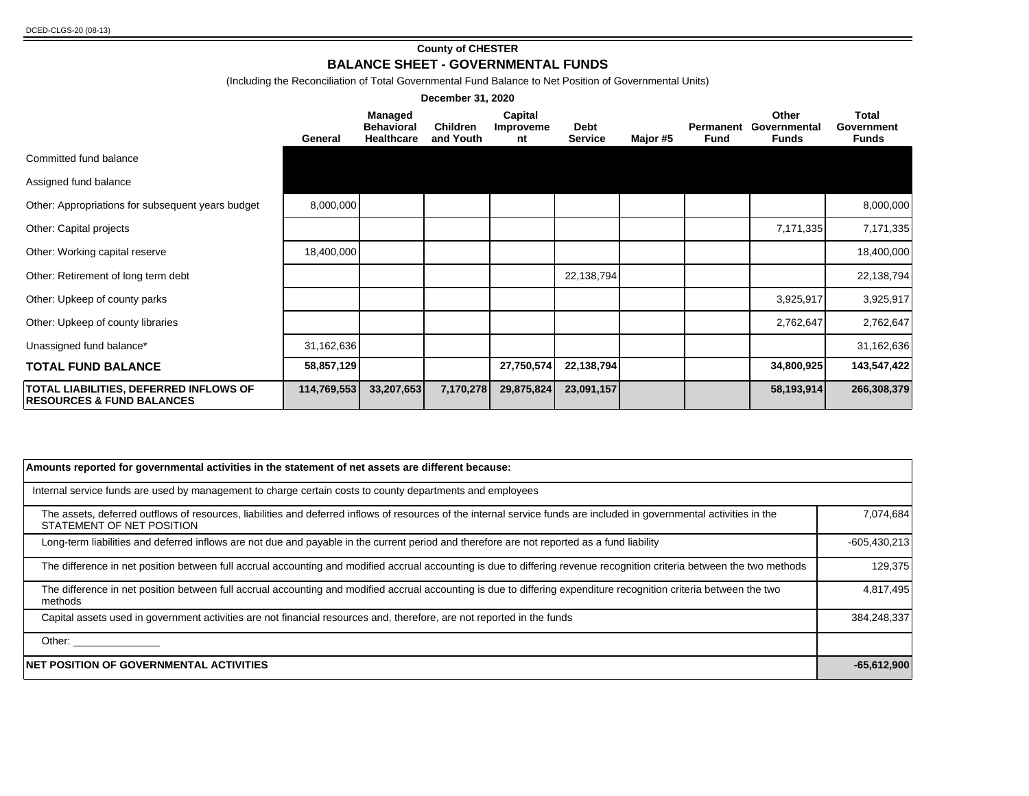DCED-CLGS-20 (08-13)

**County of CHESTER**

## BALANCE SHEET - GOVERNMENTAL FUNDS

(Including the Reconciliation of Total Governmental Fund Balance to Net Position of Governmental Units)

**December 31, 2020**

| | General | Managed Behavioral Healthcare | Children and Youth | Capital Improvement | Debt Service | Major #5 | Permanent Fund | Other Governmental Funds | Total Government Funds |
|---|---|---|---|---|---|---|---|---|---|
| Committed fund balance | | | | | | | | | |
| Assigned fund balance | | | | | | | | | |
| Other: Appropriations for subsequent years budget | 8,000,000 | | | | | | | | 8,000,000 |
| Other: Capital projects | | | | | | | | 7,171,335 | 7,171,335 |
| Other: Working capital reserve | 18,400,000 | | | | | | | | 18,400,000 |
| Other: Retirement of long term debt | | | | | 22,138,794 | | | | 22,138,794 |
| Other: Upkeep of county parks | | | | | | | | 3,925,917 | 3,925,917 |
| Other: Upkeep of county libraries | | | | | | | | 2,762,647 | 2,762,647 |
| Unassigned fund balance* | 31,162,636 | | | | | | | | 31,162,636 |
| **TOTAL FUND BALANCE** | **58,857,129** | | | **27,750,574** | **22,138,794** | | | **34,800,925** | **143,547,422** |
| **TOTAL LIABILITIES, DEFERRED INFLOWS OF RESOURCES & FUND BALANCES** | **114,769,553** | **33,207,653** | **7,170,278** | **29,875,824** | **23,091,157** | | | **58,193,914** | **266,308,379** |

| **Amounts reported for governmental activities in the statement of net assets are different because:** | |
|---|---|
| Internal service funds are used by management to charge certain costs to county departments and employees | |
| The assets, deferred outflows of resources, liabilities and deferred inflows of resources of the internal service funds are included in governmental activities in the STATEMENT OF NET POSITION | 7,074,684 |
| Long-term liabilities and deferred inflows are not due and payable in the current period and therefore are not reported as a fund liability | -605,430,213 |
| The difference in net position between full accrual accounting and modified accrual accounting is due to differing revenue recognition criteria between the two methods | 129,375 |
| The difference in net position between full accrual accounting and modified accrual accounting is due to differing expenditure recognition criteria between the two methods | 4,817,495 |
| Capital assets used in government activities are not financial resources and, therefore, are not reported in the funds | 384,248,337 |
| Other: _______________ | |
| **NET POSITION OF GOVERNMENTAL ACTIVITIES** | **-65,612,900** |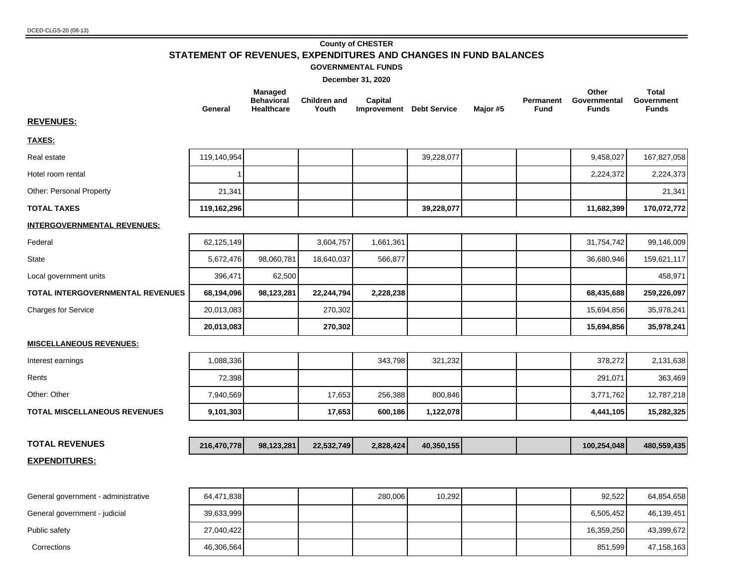DCED-CLGS-20 (08-13)

**County of CHESTER**

## STATEMENT OF REVENUES, EXPENDITURES AND CHANGES IN FUND BALANCES

**GOVERNMENTAL FUNDS**

**December 31, 2020**

| | General | Managed Behavioral Healthcare | Children and Youth | Capital Improvement | Debt Service | Major #5 | Permanent Fund | Other Governmental Funds | Total Government Funds |
|---|---|---|---|---|---|---|---|---|---|
| **REVENUES:** | | | | | | | | | |
| **TAXES:** | | | | | | | | | |
| Real estate | 119,140,954 | | | | 39,228,077 | | | 9,458,027 | 167,827,058 |
| Hotel room rental | 1 | | | | | | | 2,224,372 | 2,224,373 |
| Other: Personal Property | 21,341 | | | | | | | | 21,341 |
| **TOTAL TAXES** | **119,162,296** | | | | **39,228,077** | | | **11,682,399** | **170,072,772** |
| **INTERGOVERNMENTAL REVENUES:** | | | | | | | | | |
| Federal | 62,125,149 | | 3,604,757 | 1,661,361 | | | | 31,754,742 | 99,146,009 |
| State | 5,672,476 | 98,060,781 | 18,640,037 | 566,877 | | | | 36,680,946 | 159,621,117 |
| Local government units | 396,471 | 62,500 | | | | | | | 458,971 |
| **TOTAL INTERGOVERNMENTAL REVENUES** | **68,194,096** | **98,123,281** | **22,244,794** | **2,228,238** | | | | **68,435,688** | **259,226,097** |
| Charges for Service | 20,013,083 | | 270,302 | | | | | 15,694,856 | 35,978,241 |
| | **20,013,083** | | **270,302** | | | | | **15,694,856** | **35,978,241** |
| **MISCELLANEOUS REVENUES:** | | | | | | | | | |
| Interest earnings | 1,088,336 | | | 343,798 | 321,232 | | | 378,272 | 2,131,638 |
| Rents | 72,398 | | | | | | | 291,071 | 363,469 |
| Other: Other | 7,940,569 | | 17,653 | 256,388 | 800,846 | | | 3,771,762 | 12,787,218 |
| **TOTAL MISCELLANEOUS REVENUES** | **9,101,303** | | **17,653** | **600,186** | **1,122,078** | | | **4,441,105** | **15,282,325** |
| **TOTAL REVENUES** | **216,470,778** | **98,123,281** | **22,532,749** | **2,828,424** | **40,350,155** | | | **100,254,048** | **480,559,435** |
| **EXPENDITURES:** | | | | | | | | | |
| General government - administrative | 64,471,838 | | | 280,006 | 10,292 | | | 92,522 | 64,854,658 |
| General government - judicial | 39,633,999 | | | | | | | 6,505,452 | 46,139,451 |
| Public safety | 27,040,422 | | | | | | | 16,359,250 | 43,399,672 |
| Corrections | 46,306,564 | | | | | | | 851,599 | 47,158,163 |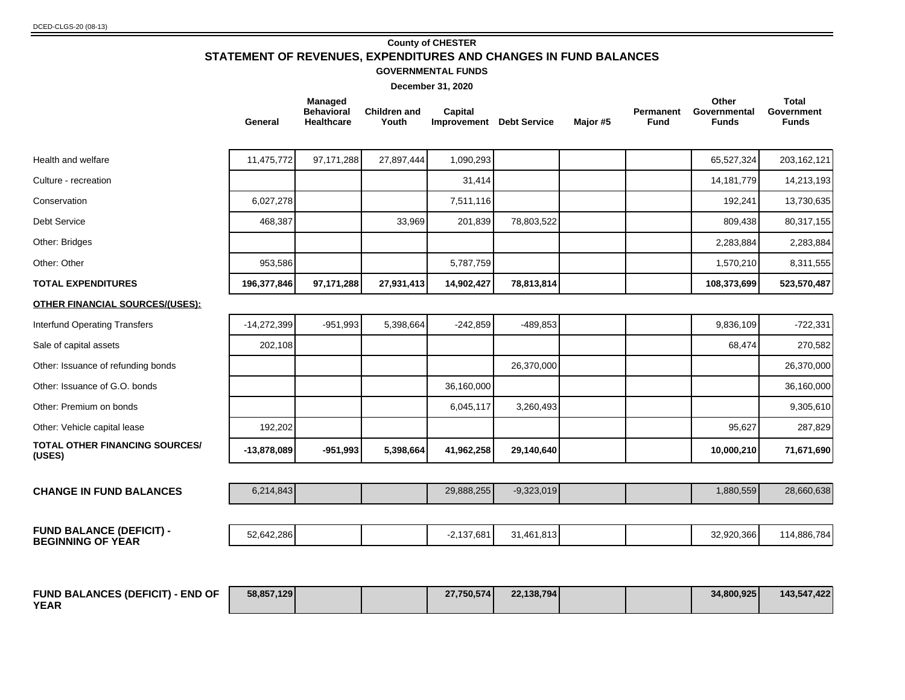DCED-CLGS-20 (08-13)

**County of CHESTER**

# STATEMENT OF REVENUES, EXPENDITURES AND CHANGES IN FUND BALANCES

**GOVERNMENTAL FUNDS**

**December 31, 2020**

| | General | Managed Behavioral Healthcare | Children and Youth | Capital Improvement | Debt Service | Major #5 | Permanent Fund | Other Governmental Funds | Total Government Funds |
|---|---|---|---|---|---|---|---|---|---|
| Health and welfare | 11,475,772 | 97,171,288 | 27,897,444 | 1,090,293 | | | | 65,527,324 | 203,162,121 |
| Culture - recreation | | | | 31,414 | | | | 14,181,779 | 14,213,193 |
| Conservation | 6,027,278 | | | 7,511,116 | | | | 192,241 | 13,730,635 |
| Debt Service | 468,387 | | 33,969 | 201,839 | 78,803,522 | | | 809,438 | 80,317,155 |
| Other: Bridges | | | | | | | | 2,283,884 | 2,283,884 |
| Other: Other | 953,586 | | | 5,787,759 | | | | 1,570,210 | 8,311,555 |
| **TOTAL EXPENDITURES** | **196,377,846** | **97,171,288** | **27,931,413** | **14,902,427** | **78,813,814** | | | **108,373,699** | **523,570,487** |
| **OTHER FINANCIAL SOURCES/(USES):** | | | | | | | | | |
| Interfund Operating Transfers | -14,272,399 | -951,993 | 5,398,664 | -242,859 | -489,853 | | | 9,836,109 | -722,331 |
| Sale of capital assets | 202,108 | | | | | | | 68,474 | 270,582 |
| Other: Issuance of refunding bonds | | | | | 26,370,000 | | | | 26,370,000 |
| Other: Issuance of G.O. bonds | | | | 36,160,000 | | | | | 36,160,000 |
| Other: Premium on bonds | | | | 6,045,117 | 3,260,493 | | | | 9,305,610 |
| Other: Vehicle capital lease | 192,202 | | | | | | | 95,627 | 287,829 |
| **TOTAL OTHER FINANCING SOURCES/ (USES)** | **-13,878,089** | **-951,993** | **5,398,664** | **41,962,258** | **29,140,640** | | | **10,000,210** | **71,671,690** |
| **CHANGE IN FUND BALANCES** | 6,214,843 | | | 29,888,255 | -9,323,019 | | | 1,880,559 | 28,660,638 |
| **FUND BALANCE (DEFICIT) - BEGINNING OF YEAR** | 52,642,286 | | | -2,137,681 | 31,461,813 | | | 32,920,366 | 114,886,784 |
| **FUND BALANCES (DEFICIT) - END OF YEAR** | **58,857,129** | | | **27,750,574** | **22,138,794** | | | **34,800,925** | **143,547,422** |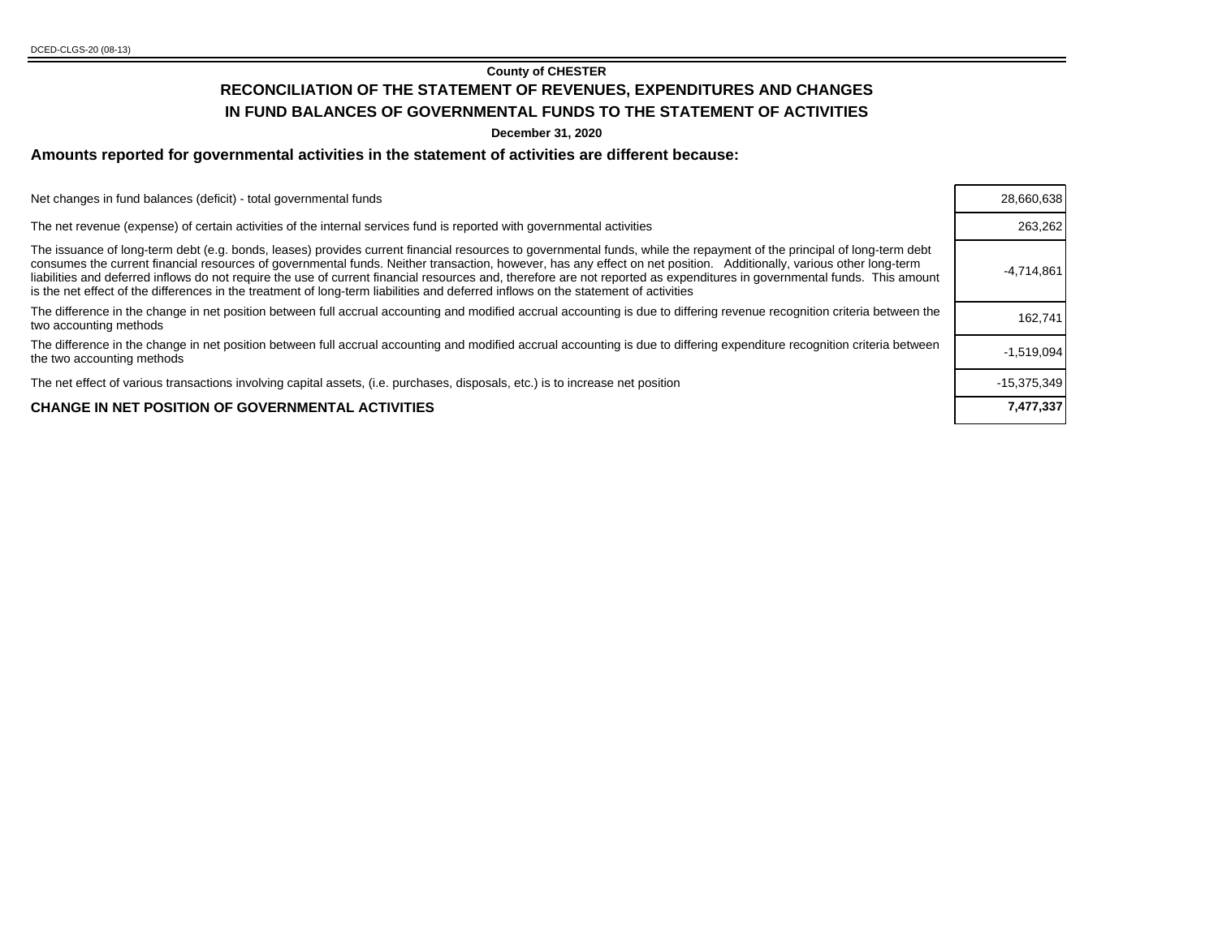DCED-CLGS-20 (08-13)

**County of CHESTER**

## RECONCILIATION OF THE STATEMENT OF REVENUES, EXPENDITURES AND CHANGES IN FUND BALANCES OF GOVERNMENTAL FUNDS TO THE STATEMENT OF ACTIVITIES

**December 31, 2020**

### Amounts reported for governmental activities in the statement of activities are different because:

| | |
|---|---|
| Net changes in fund balances (deficit) - total governmental funds | 28,660,638 |
| The net revenue (expense) of certain activities of the internal services fund is reported with governmental activities | 263,262 |
| The issuance of long-term debt (e.g. bonds, leases) provides current financial resources to governmental funds, while the repayment of the principal of long-term debt consumes the current financial resources of governmental funds. Neither transaction, however, has any effect on net position. Additionally, various other long-term liabilities and deferred inflows do not require the use of current financial resources and, therefore are not reported as expenditures in governmental funds. This amount is the net effect of the differences in the treatment of long-term liabilities and deferred inflows on the statement of activities | -4,714,861 |
| The difference in the change in net position between full accrual accounting and modified accrual accounting is due to differing revenue recognition criteria between the two accounting methods | 162,741 |
| The difference in the change in net position between full accrual accounting and modified accrual accounting is due to differing expenditure recognition criteria between the two accounting methods | -1,519,094 |
| The net effect of various transactions involving capital assets, (i.e. purchases, disposals, etc.) is to increase net position | -15,375,349 |
| **CHANGE IN NET POSITION OF GOVERNMENTAL ACTIVITIES** | **7,477,337** |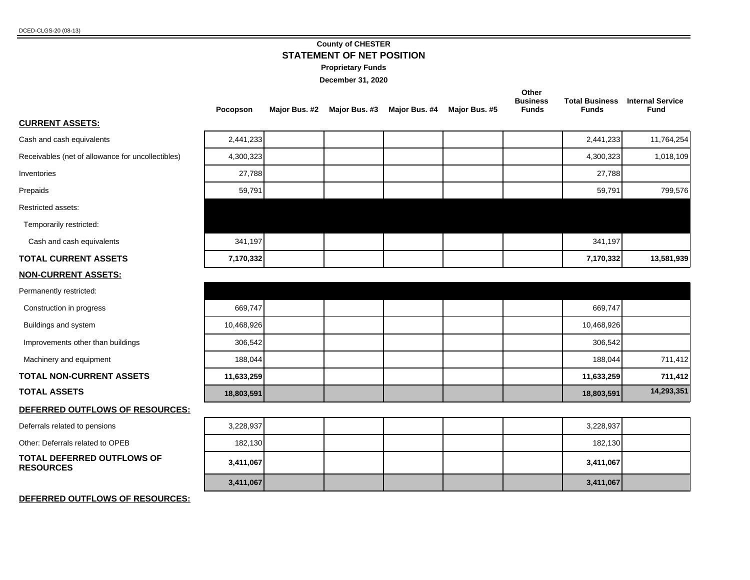DCED-CLGS-20 (08-13)

**County of CHESTER**

## STATEMENT OF NET POSITION

**Proprietary Funds**

**December 31, 2020**

| | Pocopson | Major Bus. #2 | Major Bus. #3 | Major Bus. #4 | Major Bus. #5 | Other Business Funds | Total Business Funds | Internal Service Fund |
|---|---|---|---|---|---|---|---|---|
| **CURRENT ASSETS:** | | | | | | | | |
| Cash and cash equivalents | 2,441,233 | | | | | | 2,441,233 | 11,764,254 |
| Receivables (net of allowance for uncollectibles) | 4,300,323 | | | | | | 4,300,323 | 1,018,109 |
| Inventories | 27,788 | | | | | | 27,788 | |
| Prepaids | 59,791 | | | | | | 59,791 | 799,576 |
| Restricted assets: | | | | | | | | |
| Temporarily restricted: | | | | | | | | |
| Cash and cash equivalents | 341,197 | | | | | | 341,197 | |
| **TOTAL CURRENT ASSETS** | **7,170,332** | | | | | | **7,170,332** | **13,581,939** |
| **NON-CURRENT ASSETS:** | | | | | | | | |
| Permanently restricted: | | | | | | | | |
| Construction in progress | 669,747 | | | | | | 669,747 | |
| Buildings and system | 10,468,926 | | | | | | 10,468,926 | |
| Improvements other than buildings | 306,542 | | | | | | 306,542 | |
| Machinery and equipment | 188,044 | | | | | | 188,044 | 711,412 |
| **TOTAL NON-CURRENT ASSETS** | **11,633,259** | | | | | | **11,633,259** | **711,412** |
| **TOTAL ASSETS** | **18,803,591** | | | | | | **18,803,591** | **14,293,351** |
| **DEFERRED OUTFLOWS OF RESOURCES:** | | | | | | | | |
| Deferrals related to pensions | 3,228,937 | | | | | | 3,228,937 | |
| Other: Deferrals related to OPEB | 182,130 | | | | | | 182,130 | |
| **TOTAL DEFERRED OUTFLOWS OF RESOURCES** | **3,411,067** | | | | | | **3,411,067** | |
| | **3,411,067** | | | | | | **3,411,067** | |

**DEFERRED OUTFLOWS OF RESOURCES:**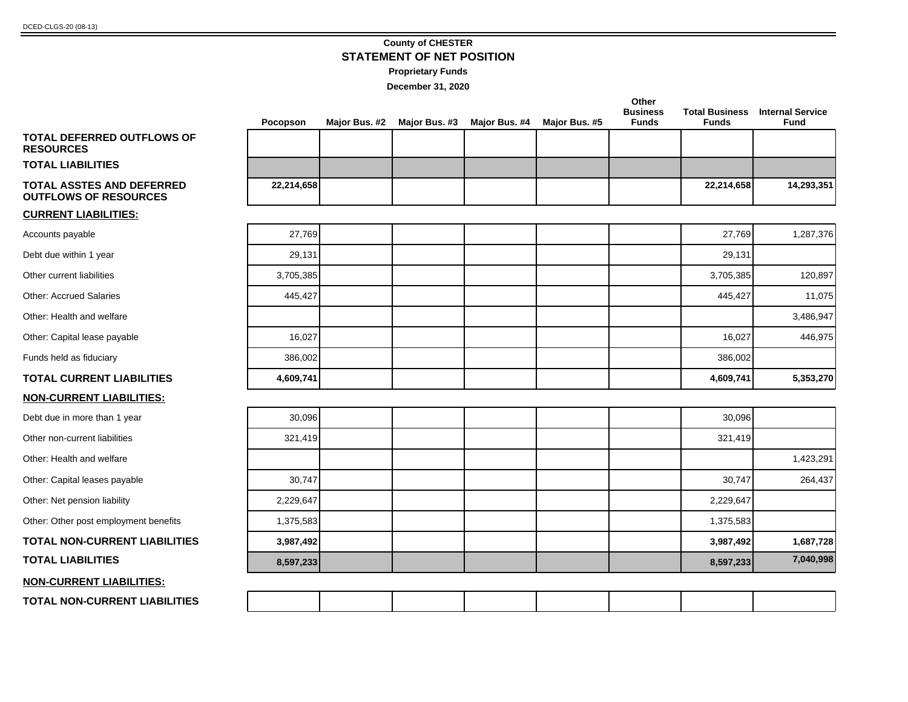DCED-CLGS-20 (08-13)

**County of CHESTER**

## STATEMENT OF NET POSITION

**Proprietary Funds**

**December 31, 2020**

| | Pocopson | Major Bus. #2 | Major Bus. #3 | Major Bus. #4 | Major Bus. #5 | Other Business Funds | Total Business Funds | Internal Service Fund |
|---|---|---|---|---|---|---|---|---|
| **TOTAL DEFERRED OUTFLOWS OF RESOURCES** | | | | | | | | |
| **TOTAL LIABILITIES** | | | | | | | | |
| **TOTAL ASSTES AND DEFERRED OUTFLOWS OF RESOURCES** | **22,214,658** | | | | | | **22,214,658** | **14,293,351** |
| **CURRENT LIABILITIES:** | | | | | | | | |
| Accounts payable | 27,769 | | | | | | 27,769 | 1,287,376 |
| Debt due within 1 year | 29,131 | | | | | | 29,131 | |
| Other current liabilities | 3,705,385 | | | | | | 3,705,385 | 120,897 |
| Other: Accrued Salaries | 445,427 | | | | | | 445,427 | 11,075 |
| Other: Health and welfare | | | | | | | | 3,486,947 |
| Other: Capital lease payable | 16,027 | | | | | | 16,027 | 446,975 |
| Funds held as fiduciary | 386,002 | | | | | | 386,002 | |
| **TOTAL CURRENT LIABILITIES** | **4,609,741** | | | | | | **4,609,741** | **5,353,270** |
| **NON-CURRENT LIABILITIES:** | | | | | | | | |
| Debt due in more than 1 year | 30,096 | | | | | | 30,096 | |
| Other non-current liabilities | 321,419 | | | | | | 321,419 | |
| Other: Health and welfare | | | | | | | | 1,423,291 |
| Other: Capital leases payable | 30,747 | | | | | | 30,747 | 264,437 |
| Other: Net pension liability | 2,229,647 | | | | | | 2,229,647 | |
| Other: Other post employment benefits | 1,375,583 | | | | | | 1,375,583 | |
| **TOTAL NON-CURRENT LIABILITIES** | **3,987,492** | | | | | | **3,987,492** | **1,687,728** |
| **TOTAL LIABILITIES** | **8,597,233** | | | | | | **8,597,233** | **7,040,998** |
| **NON-CURRENT LIABILITIES:** | | | | | | | | |
| **TOTAL NON-CURRENT LIABILITIES** | | | | | | | | |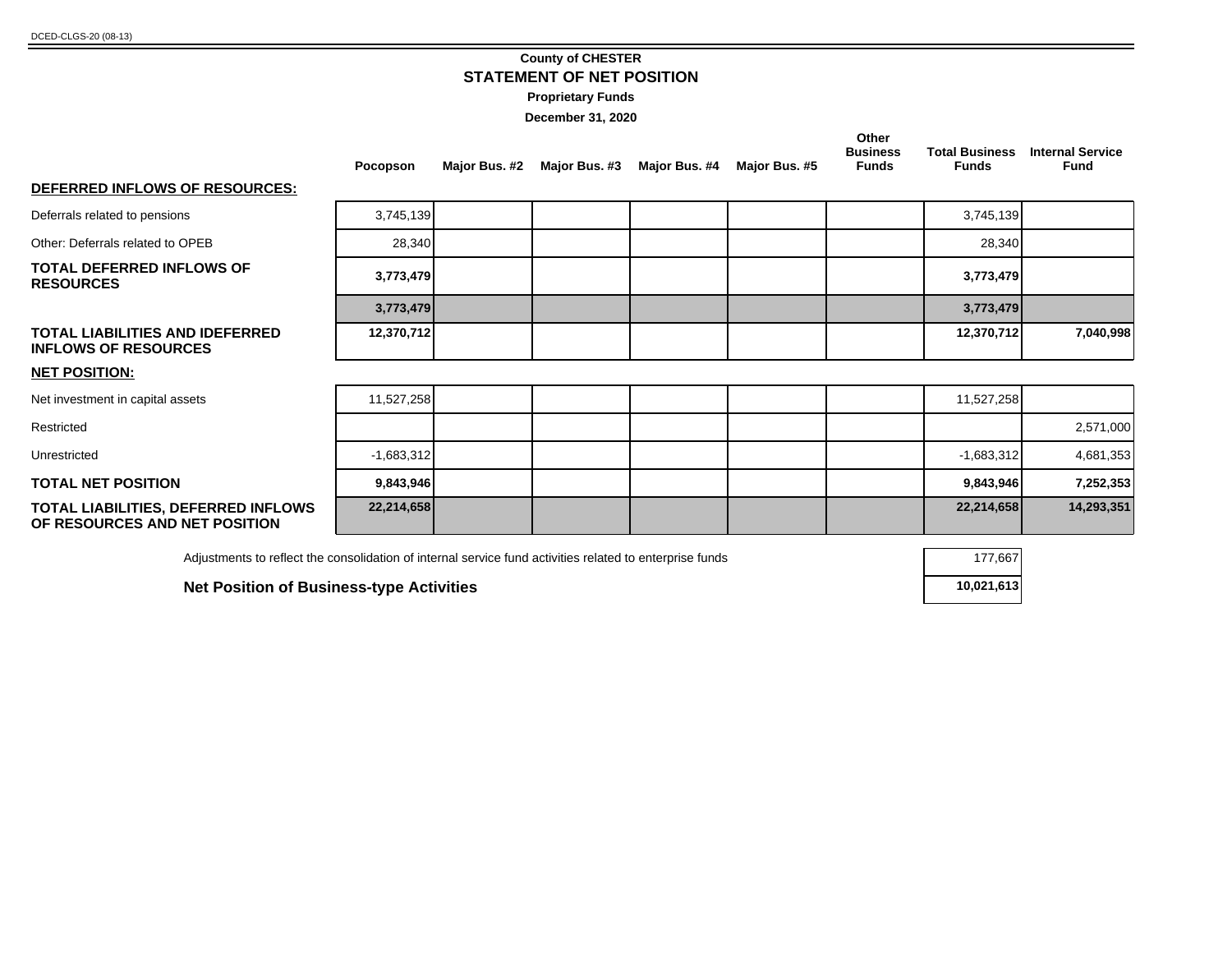DCED-CLGS-20 (08-13)

# County of CHESTER
## STATEMENT OF NET POSITION
**Proprietary Funds**

**December 31, 2020**

| | Pocopson | Major Bus. #2 | Major Bus. #3 | Major Bus. #4 | Major Bus. #5 | Other Business Funds | Total Business Funds | Internal Service Fund |
|---|---|---|---|---|---|---|---|---|
| **DEFERRED INFLOWS OF RESOURCES:** | | | | | | | | |
| Deferrals related to pensions | 3,745,139 | | | | | | 3,745,139 | |
| Other: Deferrals related to OPEB | 28,340 | | | | | | 28,340 | |
| **TOTAL DEFERRED INFLOWS OF RESOURCES** | **3,773,479** | | | | | | **3,773,479** | |
| | **3,773,479** | | | | | | **3,773,479** | |
| **TOTAL LIABILITIES AND IDEFERRED INFLOWS OF RESOURCES** | **12,370,712** | | | | | | **12,370,712** | **7,040,998** |
| **NET POSITION:** | | | | | | | | |
| Net investment in capital assets | 11,527,258 | | | | | | 11,527,258 | |
| Restricted | | | | | | | | 2,571,000 |
| Unrestricted | -1,683,312 | | | | | | -1,683,312 | 4,681,353 |
| **TOTAL NET POSITION** | **9,843,946** | | | | | | **9,843,946** | **7,252,353** |
| **TOTAL LIABILITIES, DEFERRED INFLOWS OF RESOURCES AND NET POSITION** | **22,214,658** | | | | | | **22,214,658** | **14,293,351** |

| | |
|---|---|
| Adjustments to reflect the consolidation of internal service fund activities related to enterprise funds | 177,667 |
| **Net Position of Business-type Activities** | **10,021,613** |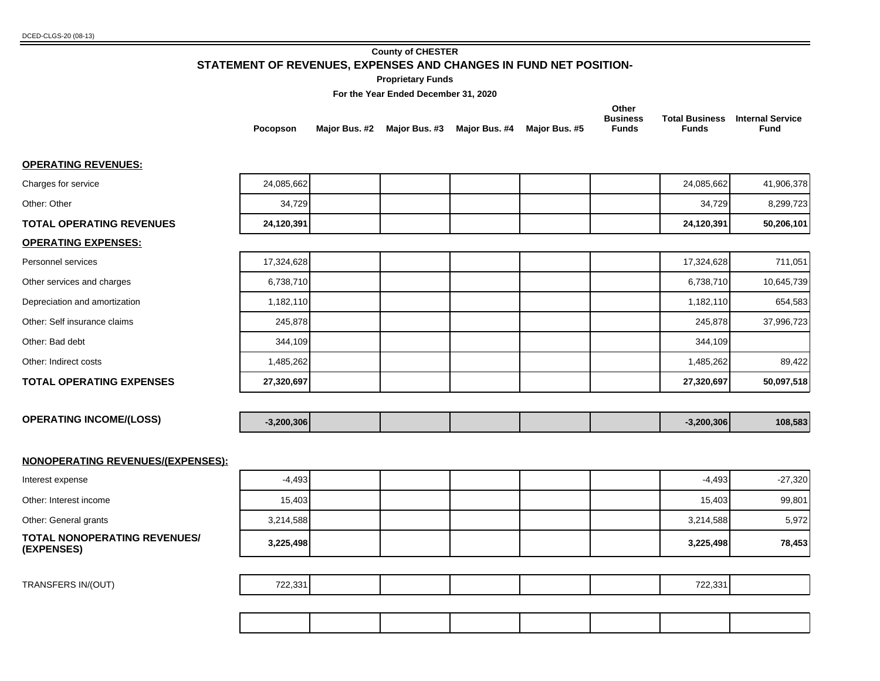DCED-CLGS-20 (08-13)

**County of CHESTER**

## STATEMENT OF REVENUES, EXPENSES AND CHANGES IN FUND NET POSITION-

**Proprietary Funds**

**For the Year Ended December 31, 2020**

| | Pocopson | Major Bus. #2 | Major Bus. #3 | Major Bus. #4 | Major Bus. #5 | Other Business Funds | Total Business Funds | Internal Service Fund |
|---|---|---|---|---|---|---|---|---|
| **OPERATING REVENUES:** | | | | | | | | |
| Charges for service | 24,085,662 | | | | | | 24,085,662 | 41,906,378 |
| Other: Other | 34,729 | | | | | | 34,729 | 8,299,723 |
| **TOTAL OPERATING REVENUES** | **24,120,391** | | | | | | **24,120,391** | **50,206,101** |
| **OPERATING EXPENSES:** | | | | | | | | |
| Personnel services | 17,324,628 | | | | | | 17,324,628 | 711,051 |
| Other services and charges | 6,738,710 | | | | | | 6,738,710 | 10,645,739 |
| Depreciation and amortization | 1,182,110 | | | | | | 1,182,110 | 654,583 |
| Other: Self insurance claims | 245,878 | | | | | | 245,878 | 37,996,723 |
| Other: Bad debt | 344,109 | | | | | | 344,109 | |
| Other: Indirect costs | 1,485,262 | | | | | | 1,485,262 | 89,422 |
| **TOTAL OPERATING EXPENSES** | **27,320,697** | | | | | | **27,320,697** | **50,097,518** |
| **OPERATING INCOME/(LOSS)** | **-3,200,306** | | | | | | **-3,200,306** | **108,583** |
| **NONOPERATING REVENUES/(EXPENSES):** | | | | | | | | |
| Interest expense | -4,493 | | | | | | -4,493 | -27,320 |
| Other: Interest income | 15,403 | | | | | | 15,403 | 99,801 |
| Other: General grants | 3,214,588 | | | | | | 3,214,588 | 5,972 |
| **TOTAL NONOPERATING REVENUES/ (EXPENSES)** | **3,225,498** | | | | | | **3,225,498** | **78,453** |
| TRANSFERS IN/(OUT) | 722,331 | | | | | | 722,331 | |
| | | | | | | | | |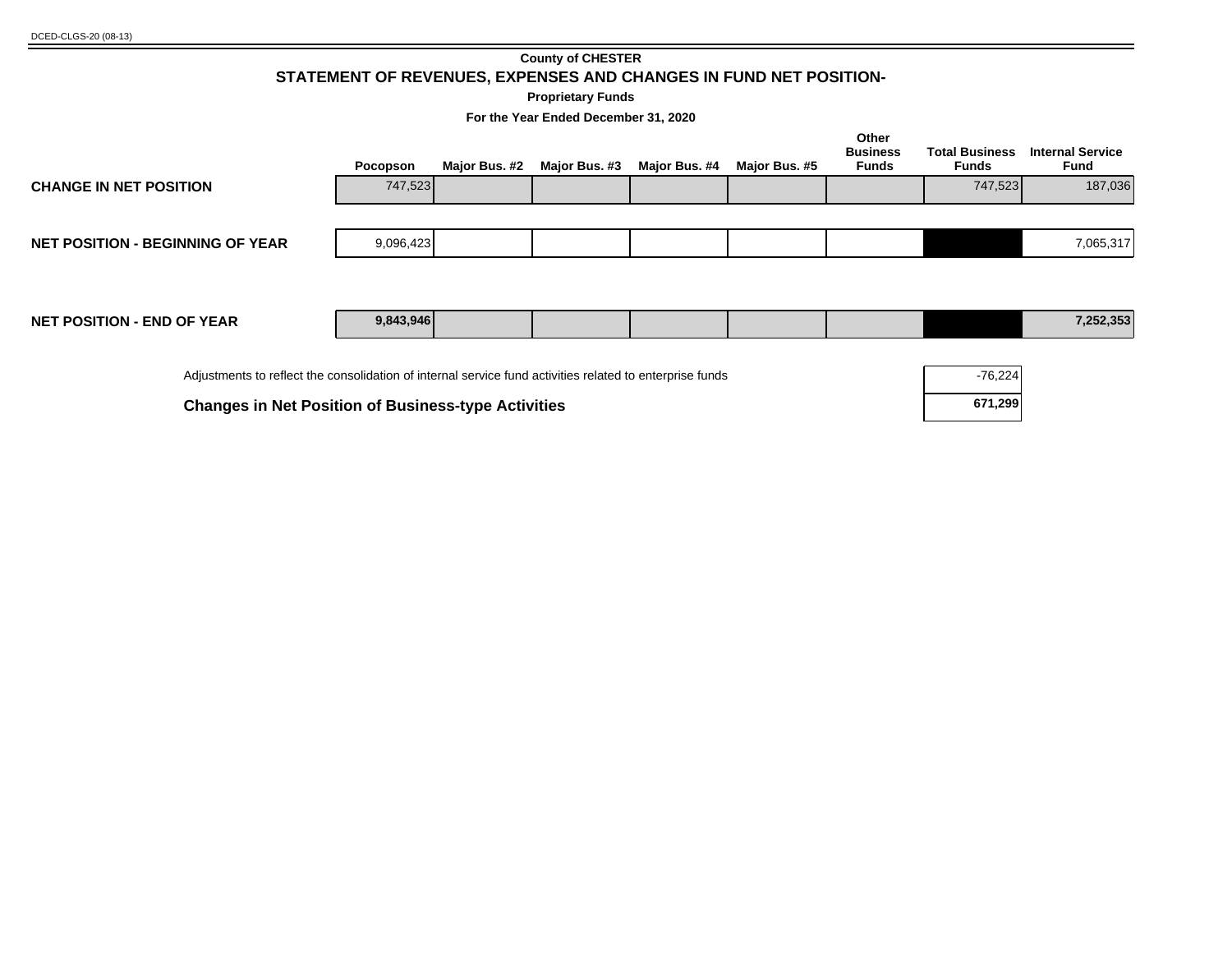County of CHESTER

## STATEMENT OF REVENUES, EXPENSES AND CHANGES IN FUND NET POSITION-

**Proprietary Funds**

**For the Year Ended December 31, 2020**

| | Pocopson | Major Bus. #2 | Major Bus. #3 | Major Bus. #4 | Major Bus. #5 | Other Business Funds | Total Business Funds | Internal Service Fund |
|---|---|---|---|---|---|---|---|---|
| **CHANGE IN NET POSITION** | 747,523 | | | | | | 747,523 | 187,036 |
| **NET POSITION - BEGINNING OF YEAR** | 9,096,423 | | | | | | | 7,065,317 |
| **NET POSITION - END OF YEAR** | **9,843,946** | | | | | | | **7,252,353** |

| | Total Business Funds |
|---|---|
| Adjustments to reflect the consolidation of internal service fund activities related to enterprise funds | -76,224 |
| **Changes in Net Position of Business-type Activities** | **671,299** |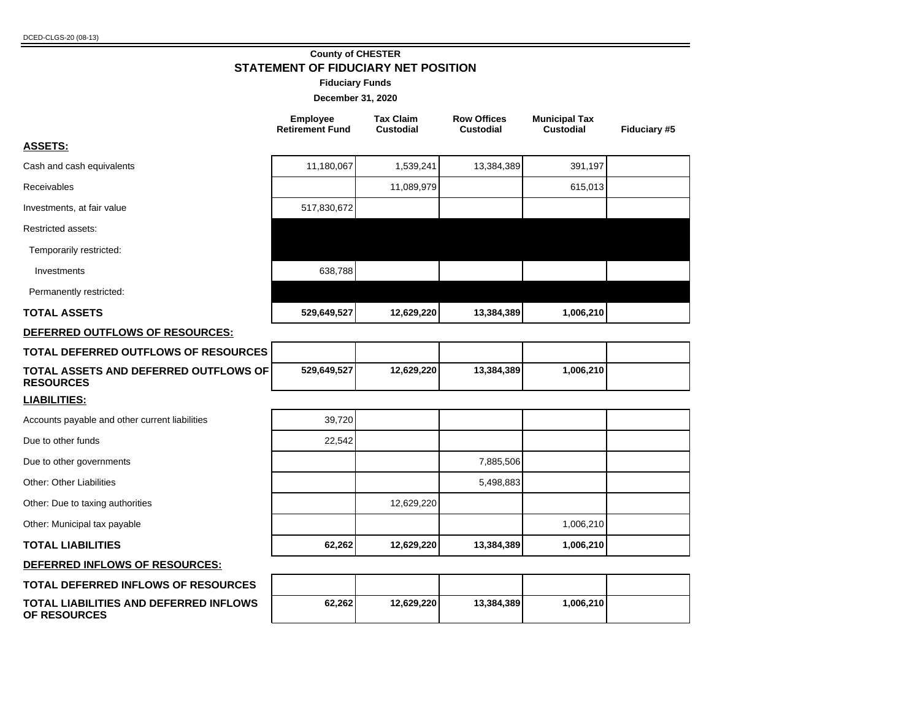DCED-CLGS-20 (08-13)

**County of CHESTER**

## STATEMENT OF FIDUCIARY NET POSITION

**Fiduciary Funds**

**December 31, 2020**

| | Employee Retirement Fund | Tax Claim Custodial | Row Offices Custodial | Municipal Tax Custodial | Fiduciary #5 |
|---|---|---|---|---|---|
| **ASSETS:** | | | | | |
| Cash and cash equivalents | 11,180,067 | 1,539,241 | 13,384,389 | 391,197 | |
| Receivables | | 11,089,979 | | 615,013 | |
| Investments, at fair value | 517,830,672 | | | | |
| Restricted assets: | | | | | |
| Temporarily restricted: | | | | | |
| Investments | 638,788 | | | | |
| Permanently restricted: | | | | | |
| **TOTAL ASSETS** | **529,649,527** | **12,629,220** | **13,384,389** | **1,006,210** | |
| **DEFERRED OUTFLOWS OF RESOURCES:** | | | | | |
| **TOTAL DEFERRED OUTFLOWS OF RESOURCES** | | | | | |
| **TOTAL ASSETS AND DEFERRED OUTFLOWS OF RESOURCES** | **529,649,527** | **12,629,220** | **13,384,389** | **1,006,210** | |
| **LIABILITIES:** | | | | | |
| Accounts payable and other current liabilities | 39,720 | | | | |
| Due to other funds | 22,542 | | | | |
| Due to other governments | | | 7,885,506 | | |
| Other: Other Liabilities | | | 5,498,883 | | |
| Other: Due to taxing authorities | | 12,629,220 | | | |
| Other: Municipal tax payable | | | | 1,006,210 | |
| **TOTAL LIABILITIES** | **62,262** | **12,629,220** | **13,384,389** | **1,006,210** | |
| **DEFERRED INFLOWS OF RESOURCES:** | | | | | |
| **TOTAL DEFERRED INFLOWS OF RESOURCES** | | | | | |
| **TOTAL LIABILITIES AND DEFERRED INFLOWS OF RESOURCES** | **62,262** | **12,629,220** | **13,384,389** | **1,006,210** | |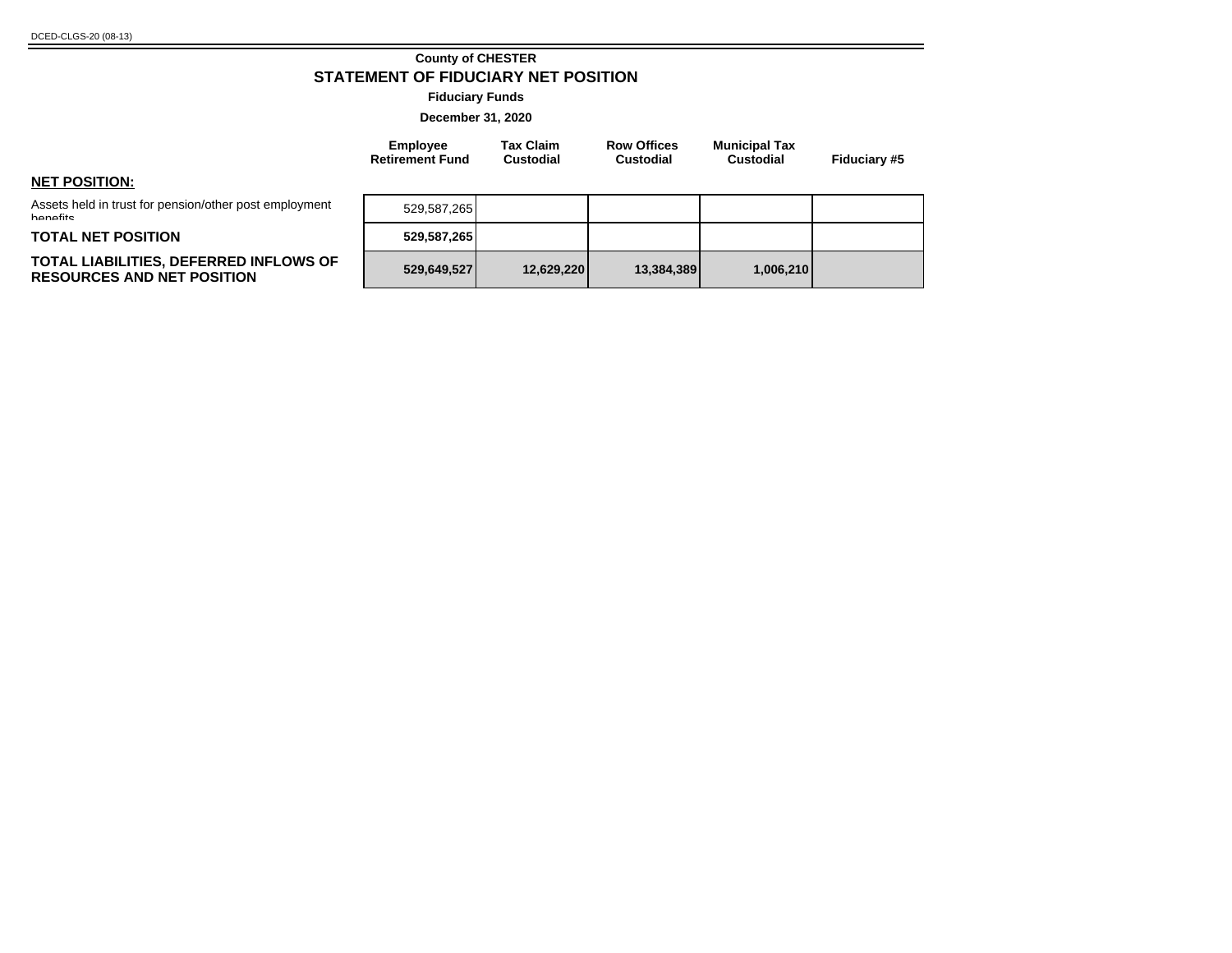DCED-CLGS-20 (08-13)

**County of CHESTER**

## STATEMENT OF FIDUCIARY NET POSITION

**Fiduciary Funds**

**December 31, 2020**

| | Employee Retirement Fund | Tax Claim Custodial | Row Offices Custodial | Municipal Tax Custodial | Fiduciary #5 |
|---|---|---|---|---|---|
| **NET POSITION:** | | | | | |
| Assets held in trust for pension/other post employment benefits | 529,587,265 | | | | |
| **TOTAL NET POSITION** | **529,587,265** | | | | |
| **TOTAL LIABILITIES, DEFERRED INFLOWS OF RESOURCES AND NET POSITION** | **529,649,527** | **12,629,220** | **13,384,389** | **1,006,210** | |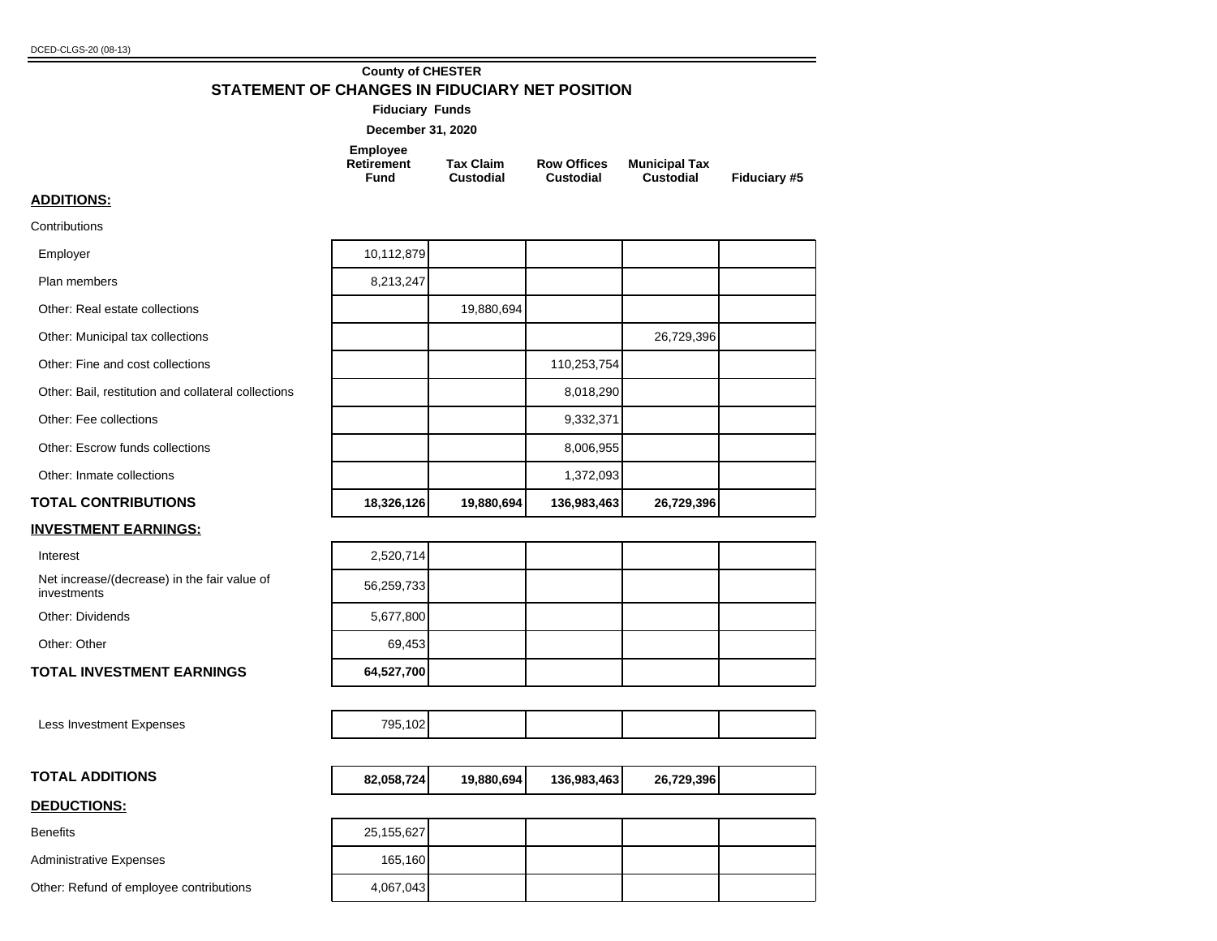DCED-CLGS-20 (08-13)

**County of CHESTER**

# STATEMENT OF CHANGES IN FIDUCIARY NET POSITION

**Fiduciary Funds**

**December 31, 2020**

| | Employee Retirement Fund | Tax Claim Custodial | Row Offices Custodial | Municipal Tax Custodial | Fiduciary #5 |
|---|---|---|---|---|---|
| **ADDITIONS:** | | | | | |
| Contributions | | | | | |
| Employer | 10,112,879 | | | | |
| Plan members | 8,213,247 | | | | |
| Other: Real estate collections | | 19,880,694 | | | |
| Other: Municipal tax collections | | | | 26,729,396 | |
| Other: Fine and cost collections | | | 110,253,754 | | |
| Other: Bail, restitution and collateral collections | | | 8,018,290 | | |
| Other: Fee collections | | | 9,332,371 | | |
| Other: Escrow funds collections | | | 8,006,955 | | |
| Other: Inmate collections | | | 1,372,093 | | |
| **TOTAL CONTRIBUTIONS** | **18,326,126** | **19,880,694** | **136,983,463** | **26,729,396** | |
| **INVESTMENT EARNINGS:** | | | | | |
| Interest | 2,520,714 | | | | |
| Net increase/(decrease) in the fair value of investments | 56,259,733 | | | | |
| Other: Dividends | 5,677,800 | | | | |
| Other: Other | 69,453 | | | | |
| **TOTAL INVESTMENT EARNINGS** | **64,527,700** | | | | |
| Less Investment Expenses | 795,102 | | | | |
| **TOTAL ADDITIONS** | **82,058,724** | **19,880,694** | **136,983,463** | **26,729,396** | |
| **DEDUCTIONS:** | | | | | |
| Benefits | 25,155,627 | | | | |
| Administrative Expenses | 165,160 | | | | |
| Other: Refund of employee contributions | 4,067,043 | | | | |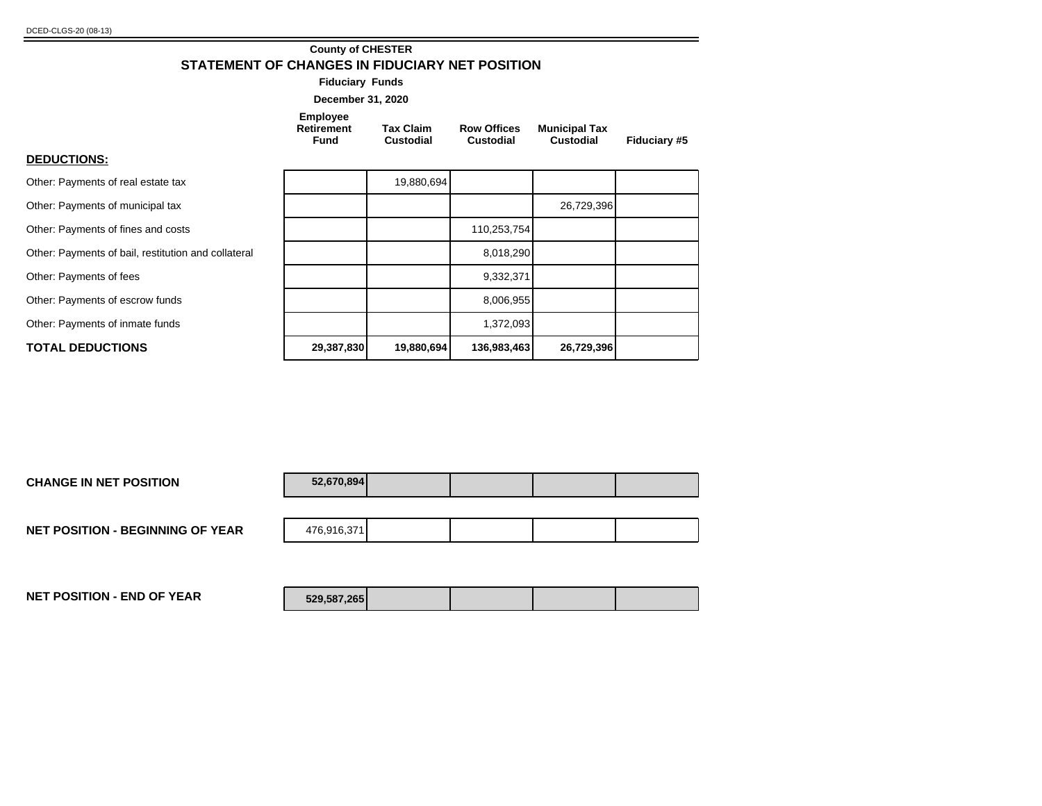DCED-CLGS-20 (08-13)

**County of CHESTER**

## STATEMENT OF CHANGES IN FIDUCIARY NET POSITION

**Fiduciary Funds**

**December 31, 2020**

| | Employee Retirement Fund | Tax Claim Custodial | Row Offices Custodial | Municipal Tax Custodial | Fiduciary #5 |
|---|---|---|---|---|---|
| **DEDUCTIONS:** | | | | | |
| Other: Payments of real estate tax | | 19,880,694 | | | |
| Other: Payments of municipal tax | | | | 26,729,396 | |
| Other: Payments of fines and costs | | | 110,253,754 | | |
| Other: Payments of bail, restitution and collateral | | | 8,018,290 | | |
| Other: Payments of fees | | | 9,332,371 | | |
| Other: Payments of escrow funds | | | 8,006,955 | | |
| Other: Payments of inmate funds | | | 1,372,093 | | |
| **TOTAL DEDUCTIONS** | **29,387,830** | **19,880,694** | **136,983,463** | **26,729,396** | |
| **CHANGE IN NET POSITION** | **52,670,894** | | | | |
| **NET POSITION - BEGINNING OF YEAR** | 476,916,371 | | | | |
| **NET POSITION - END OF YEAR** | **529,587,265** | | | | |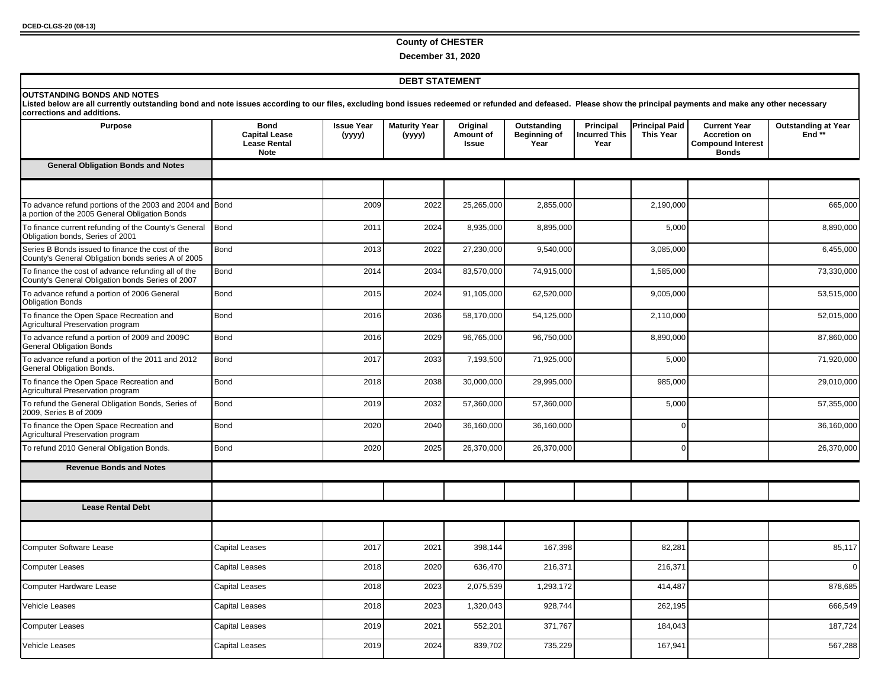DCED-CLGS-20 (08-13)

**County of CHESTER**

**December 31, 2020**

## DEBT STATEMENT

**OUTSTANDING BONDS AND NOTES**
**Listed below are all currently outstanding bond and note issues according to our files, excluding bond issues redeemed or refunded and defeased. Please show the principal payments and make any other necessary corrections and additions.**

| Purpose | Bond Capital Lease Lease Rental Note | Issue Year (yyyy) | Maturity Year (yyyy) | Original Amount of Issue | Outstanding Beginning of Year | Principal Incurred This Year | Principal Paid This Year | Current Year Accretion on Compound Interest Bonds | Outstanding at Year End ** |
|---|---|---|---|---|---|---|---|---|---|
| **General Obligation Bonds and Notes** | | | | | | | | | |
| | | | | | | | | | |
| To advance refund portions of the 2003 and 2004 and a portion of the 2005 General Obligation Bonds | Bond | 2009 | 2022 | 25,265,000 | 2,855,000 | | 2,190,000 | | 665,000 |
| To finance current refunding of the County's General Obligation bonds, Series of 2001 | Bond | 2011 | 2024 | 8,935,000 | 8,895,000 | | 5,000 | | 8,890,000 |
| Series B Bonds issued to finance the cost of the County's General Obligation bonds series A of 2005 | Bond | 2013 | 2022 | 27,230,000 | 9,540,000 | | 3,085,000 | | 6,455,000 |
| To finance the cost of advance refunding all of the County's General Obligation bonds Series of 2007 | Bond | 2014 | 2034 | 83,570,000 | 74,915,000 | | 1,585,000 | | 73,330,000 |
| To advance refund a portion of 2006 General Obligation Bonds | Bond | 2015 | 2024 | 91,105,000 | 62,520,000 | | 9,005,000 | | 53,515,000 |
| To finance the Open Space Recreation and Agricultural Preservation program | Bond | 2016 | 2036 | 58,170,000 | 54,125,000 | | 2,110,000 | | 52,015,000 |
| To advance refund a portion of 2009 and 2009C General Obligation Bonds | Bond | 2016 | 2029 | 96,765,000 | 96,750,000 | | 8,890,000 | | 87,860,000 |
| To advance refund a portion of the 2011 and 2012 General Obligation Bonds. | Bond | 2017 | 2033 | 7,193,500 | 71,925,000 | | 5,000 | | 71,920,000 |
| To finance the Open Space Recreation and Agricultural Preservation program | Bond | 2018 | 2038 | 30,000,000 | 29,995,000 | | 985,000 | | 29,010,000 |
| To refund the General Obligation Bonds, Series of 2009, Series B of 2009 | Bond | 2019 | 2032 | 57,360,000 | 57,360,000 | | 5,000 | | 57,355,000 |
| To finance the Open Space Recreation and Agricultural Preservation program | Bond | 2020 | 2040 | 36,160,000 | 36,160,000 | | 0 | | 36,160,000 |
| To refund 2010 General Obligation Bonds. | Bond | 2020 | 2025 | 26,370,000 | 26,370,000 | | 0 | | 26,370,000 |
| **Revenue Bonds and Notes** | | | | | | | | | |
| | | | | | | | | | |
| **Lease Rental Debt** | | | | | | | | | |
| | | | | | | | | | |
| Computer Software Lease | Capital Leases | 2017 | 2021 | 398,144 | 167,398 | | 82,281 | | 85,117 |
| Computer Leases | Capital Leases | 2018 | 2020 | 636,470 | 216,371 | | 216,371 | | 0 |
| Computer Hardware Lease | Capital Leases | 2018 | 2023 | 2,075,539 | 1,293,172 | | 414,487 | | 878,685 |
| Vehicle Leases | Capital Leases | 2018 | 2023 | 1,320,043 | 928,744 | | 262,195 | | 666,549 |
| Computer Leases | Capital Leases | 2019 | 2021 | 552,201 | 371,767 | | 184,043 | | 187,724 |
| Vehicle Leases | Capital Leases | 2019 | 2024 | 839,702 | 735,229 | | 167,941 | | 567,288 |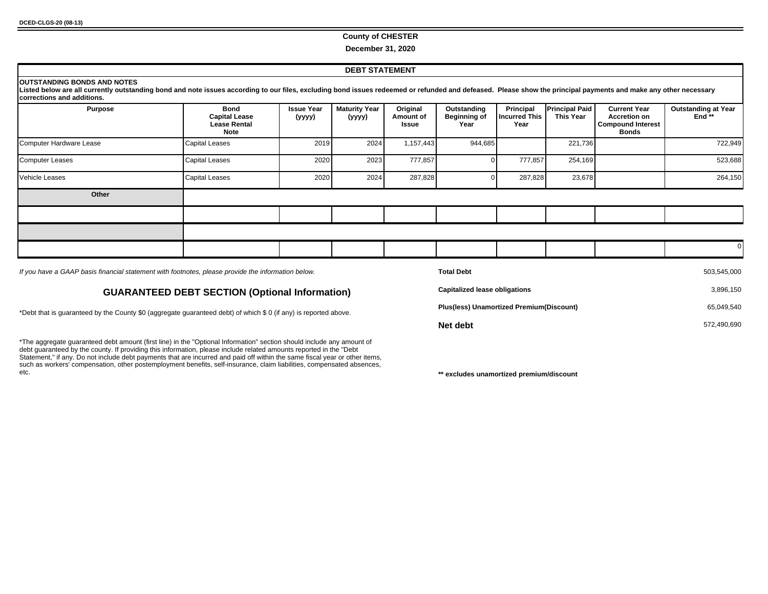DCED-CLGS-20 (08-13)

**County of CHESTER**

**December 31, 2020**

## DEBT STATEMENT

**OUTSTANDING BONDS AND NOTES**

**Listed below are all currently outstanding bond and note issues according to our files, excluding bond issues redeemed or refunded and defeased. Please show the principal payments and make any other necessary corrections and additions.**

| Purpose | Bond Capital Lease Lease Rental Note | Issue Year (yyyy) | Maturity Year (yyyy) | Original Amount of Issue | Outstanding Beginning of Year | Principal Incurred This Year | Principal Paid This Year | Current Year Accretion on Compound Interest Bonds | Outstanding at Year End ** |
|---|---|---|---|---|---|---|---|---|---|
| Computer Hardware Lease | Capital Leases | 2019 | 2024 | 1,157,443 | 944,685 | | 221,736 | | 722,949 |
| Computer Leases | Capital Leases | 2020 | 2023 | 777,857 | 0 | 777,857 | 254,169 | | 523,688 |
| Vehicle Leases | Capital Leases | 2020 | 2024 | 287,828 | 0 | 287,828 | 23,678 | | 264,150 |
| **Other** | | | | | | | | | |
| | | | | | | | | | |
| | | | | | | | | | |
| | | | | | | | | | 0 |

*If you have a GAAP basis financial statement with footnotes, please provide the information below.*

| | |
|---|---|
| **Total Debt** | 503,545,000 |
| **Capitalized lease obligations** | 3,896,150 |
| **Plus(less) Unamortized Premium(Discount)** | 65,049,540 |
| **Net debt** | 572,490,690 |

**** excludes unamortized premium/discount**

## GUARANTEED DEBT SECTION (Optional Information)

*Debt that is guaranteed by the County $0 (aggregate guaranteed debt) of which $ 0 (if any) is reported above.

*The aggregate guaranteed debt amount (first line) in the "Optional Information" section should include any amount of debt guaranteed by the county. If providing this information, please include related amounts reported in the "Debt Statement," if any. Do not include debt payments that are incurred and paid off within the same fiscal year or other items, such as workers' compensation, other postemployment benefits, self-insurance, claim liabilities, compensated absences, etc.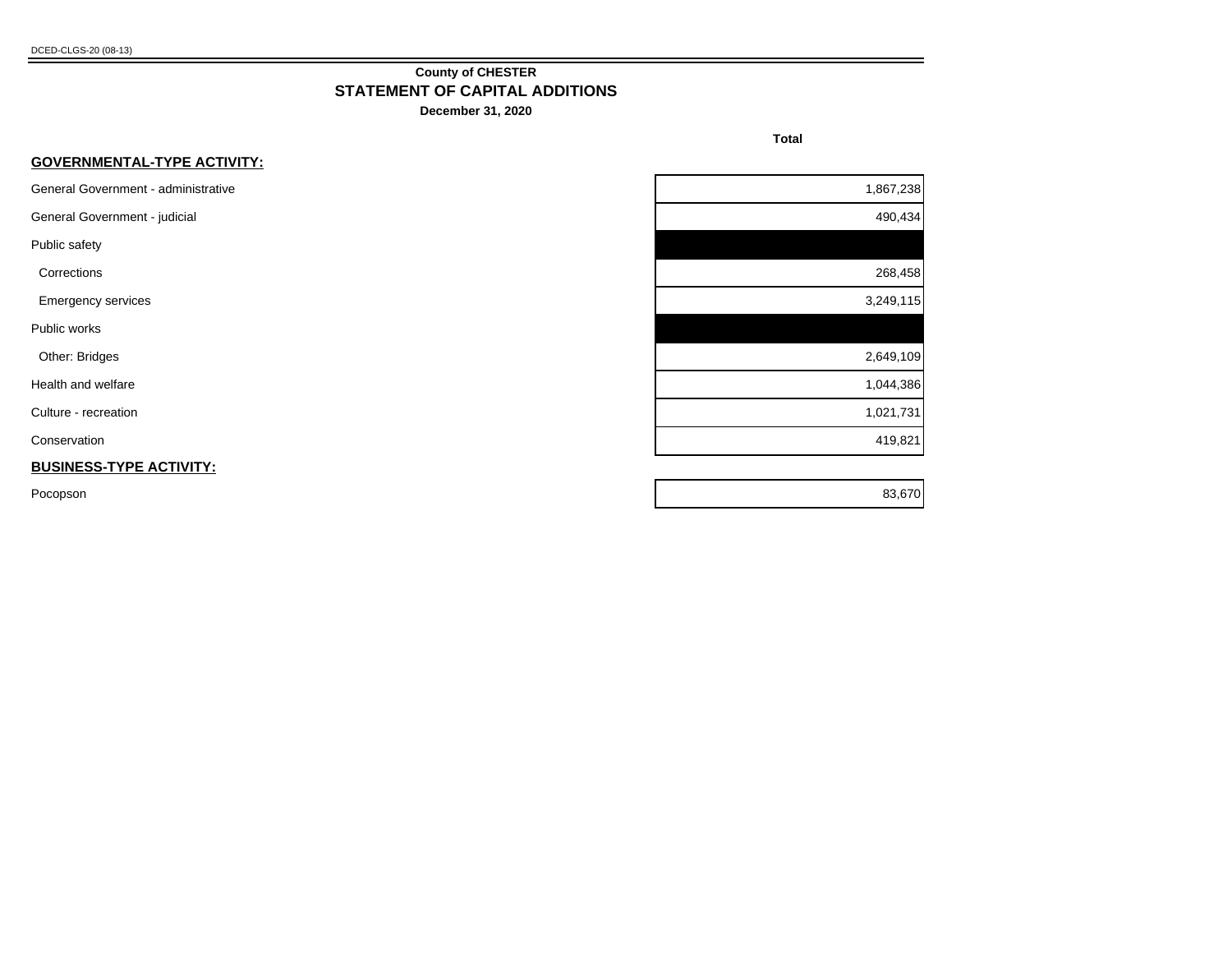DCED-CLGS-20 (08-13)

**County of CHESTER**

## STATEMENT OF CAPITAL ADDITIONS

**December 31, 2020**

| | Total |
|---|---|
| **GOVERNMENTAL-TYPE ACTIVITY:** | |
| General Government - administrative | 1,867,238 |
| General Government - judicial | 490,434 |
| Public safety | |
| Corrections | 268,458 |
| Emergency services | 3,249,115 |
| Public works | |
| Other: Bridges | 2,649,109 |
| Health and welfare | 1,044,386 |
| Culture - recreation | 1,021,731 |
| Conservation | 419,821 |
| **BUSINESS-TYPE ACTIVITY:** | |
| Pocopson | 83,670 |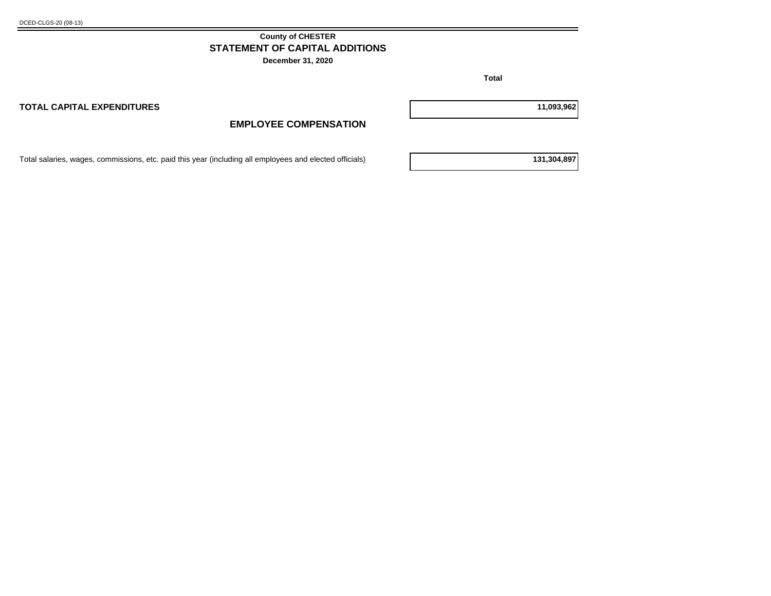DCED-CLGS-20 (08-13)

# County of CHESTER
## STATEMENT OF CAPITAL ADDITIONS
**December 31, 2020**

| | Total |
|---|---|
| **TOTAL CAPITAL EXPENDITURES** | **11,093,962** |

## EMPLOYEE COMPENSATION

| | |
|---|---|
| Total salaries, wages, commissions, etc. paid this year (including all employees and elected officials) | **131,304,897** |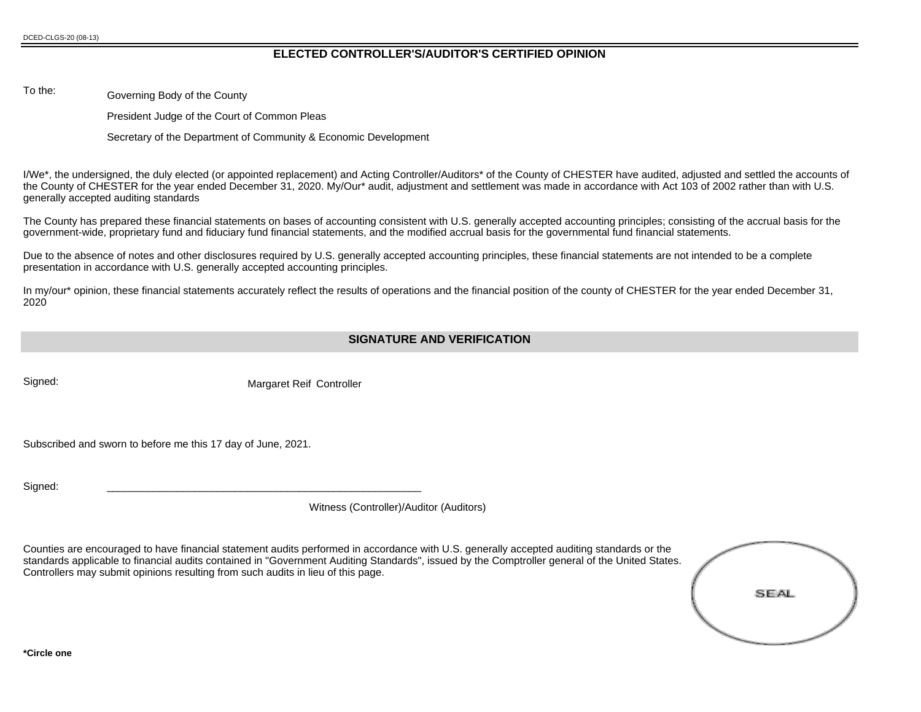DCED-CLGS-20 (08-13)

## ELECTED CONTROLLER'S/AUDITOR'S CERTIFIED OPINION

To the:

Governing Body of the County

President Judge of the Court of Common Pleas

Secretary of the Department of Community & Economic Development

I/We*, the undersigned, the duly elected (or appointed replacement) and Acting Controller/Auditors* of the County of CHESTER have audited, adjusted and settled the accounts of the County of CHESTER for the year ended December 31, 2020. My/Our* audit, adjustment and settlement was made in accordance with Act 103 of 2002 rather than with U.S. generally accepted auditing standards

The County has prepared these financial statements on bases of accounting consistent with U.S. generally accepted accounting principles; consisting of the accrual basis for the government-wide, proprietary fund and fiduciary fund financial statements, and the modified accrual basis for the governmental fund financial statements.

Due to the absence of notes and other disclosures required by U.S. generally accepted accounting principles, these financial statements are not intended to be a complete presentation in accordance with U.S. generally accepted accounting principles.

In my/our* opinion, these financial statements accurately reflect the results of operations and the financial position of the county of CHESTER for the year ended December 31, 2020

## SIGNATURE AND VERIFICATION

Signed: Margaret Reif Controller

Subscribed and sworn to before me this 17 day of June, 2021.

Signed: ______________________________________________________

Witness (Controller)/Auditor (Auditors)

Counties are encouraged to have financial statement audits performed in accordance with U.S. generally accepted auditing standards or the standards applicable to financial audits contained in "Government Auditing Standards", issued by the Comptroller general of the United States. Controllers may submit opinions resulting from such audits in lieu of this page.

SEAL

**\*Circle one**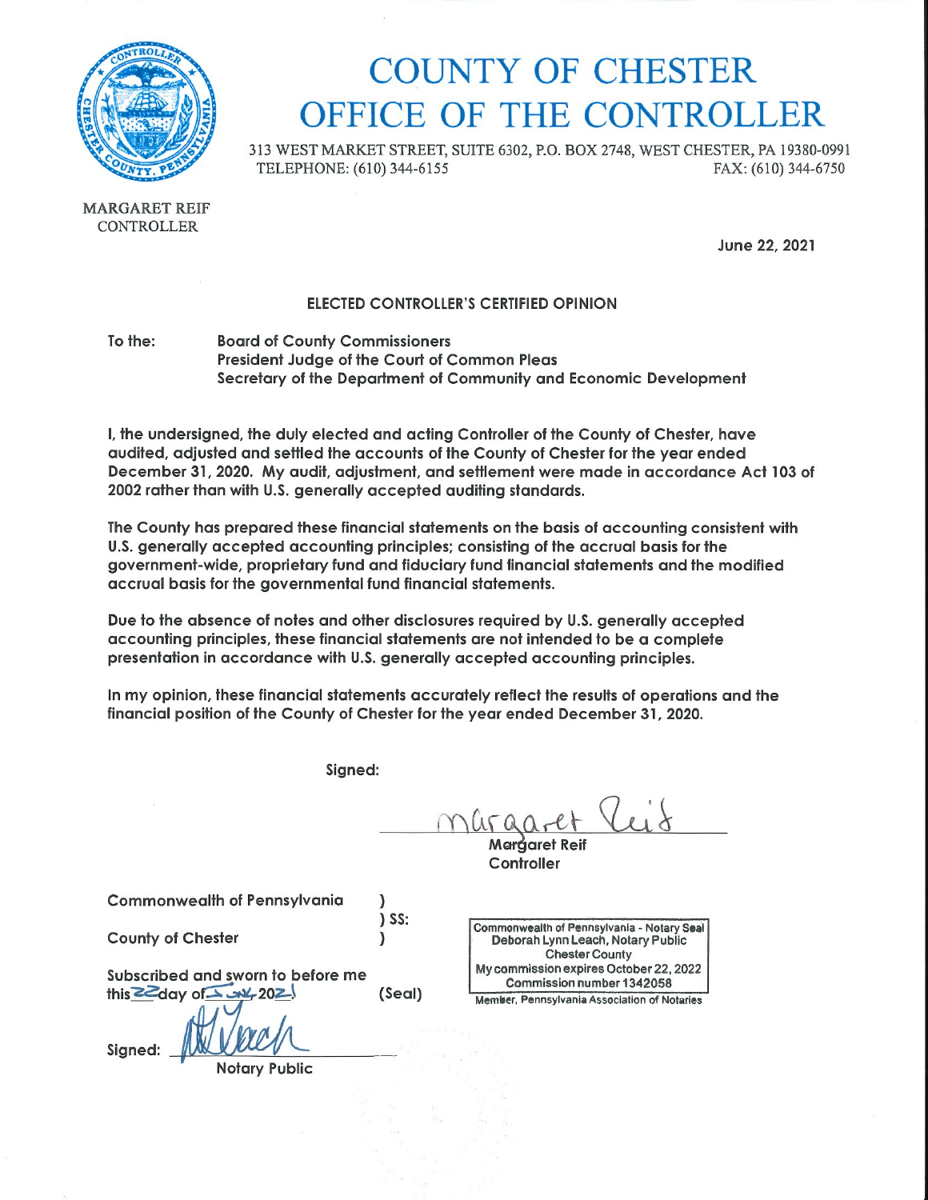# COUNTY OF CHESTER
# OFFICE OF THE CONTROLLER

313 WEST MARKET STREET, SUITE 6302, P.O. BOX 2748, WEST CHESTER, PA 19380-0991
TELEPHONE: (610) 344-6155 FAX: (610) 344-6750

MARGARET REIF
CONTROLLER

June 22, 2021

**ELECTED CONTROLLER'S CERTIFIED OPINION**

To the: Board of County Commissioners
President Judge of the Court of Common Pleas
Secretary of the Department of Community and Economic Development

I, the undersigned, the duly elected and acting Controller of the County of Chester, have audited, adjusted and settled the accounts of the County of Chester for the year ended December 31, 2020. My audit, adjustment, and settlement were made in accordance Act 103 of 2002 rather than with U.S. generally accepted auditing standards.

The County has prepared these financial statements on the basis of accounting consistent with U.S. generally accepted accounting principles; consisting of the accrual basis for the government-wide, proprietary fund and fiduciary fund financial statements and the modified accrual basis for the governmental fund financial statements.

Due to the absence of notes and other disclosures required by U.S. generally accepted accounting principles, these financial statements are not intended to be a complete presentation in accordance with U.S. generally accepted accounting principles.

In my opinion, these financial statements accurately reflect the results of operations and the financial position of the County of Chester for the year ended December 31, 2020.

Signed:

Margaret Reif
Margaret Reif
Controller

Commonwealth of Pennsylvania )
) SS:
County of Chester )

Subscribed and sworn to before me
this 22 day of June, 2021 (Seal)

Signed: ________________
Notary Public

Commonwealth of Pennsylvania - Notary Seal
Deborah Lynn Leach, Notary Public
Chester County
My commission expires October 22, 2022
Commission number 1342058
Member, Pennsylvania Association of Notaries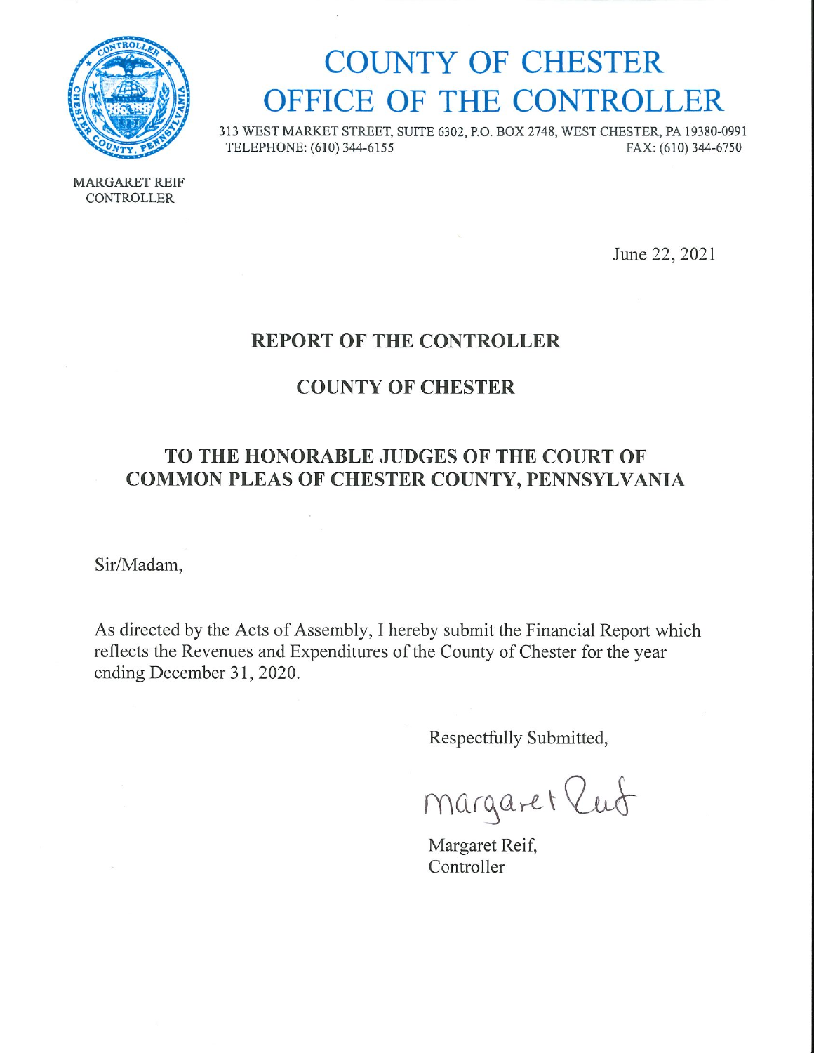# COUNTY OF CHESTER
# OFFICE OF THE CONTROLLER

313 WEST MARKET STREET, SUITE 6302, P.O. BOX 2748, WEST CHESTER, PA 19380-0991
TELEPHONE: (610) 344-6155 FAX: (610) 344-6750

MARGARET REIF
CONTROLLER

June 22, 2021

## REPORT OF THE CONTROLLER

## COUNTY OF CHESTER

## TO THE HONORABLE JUDGES OF THE COURT OF COMMON PLEAS OF CHESTER COUNTY, PENNSYLVANIA

Sir/Madam,

As directed by the Acts of Assembly, I hereby submit the Financial Report which reflects the Revenues and Expenditures of the County of Chester for the year ending December 31, 2020.

Respectfully Submitted,

Margaret Reif

Margaret Reif,
Controller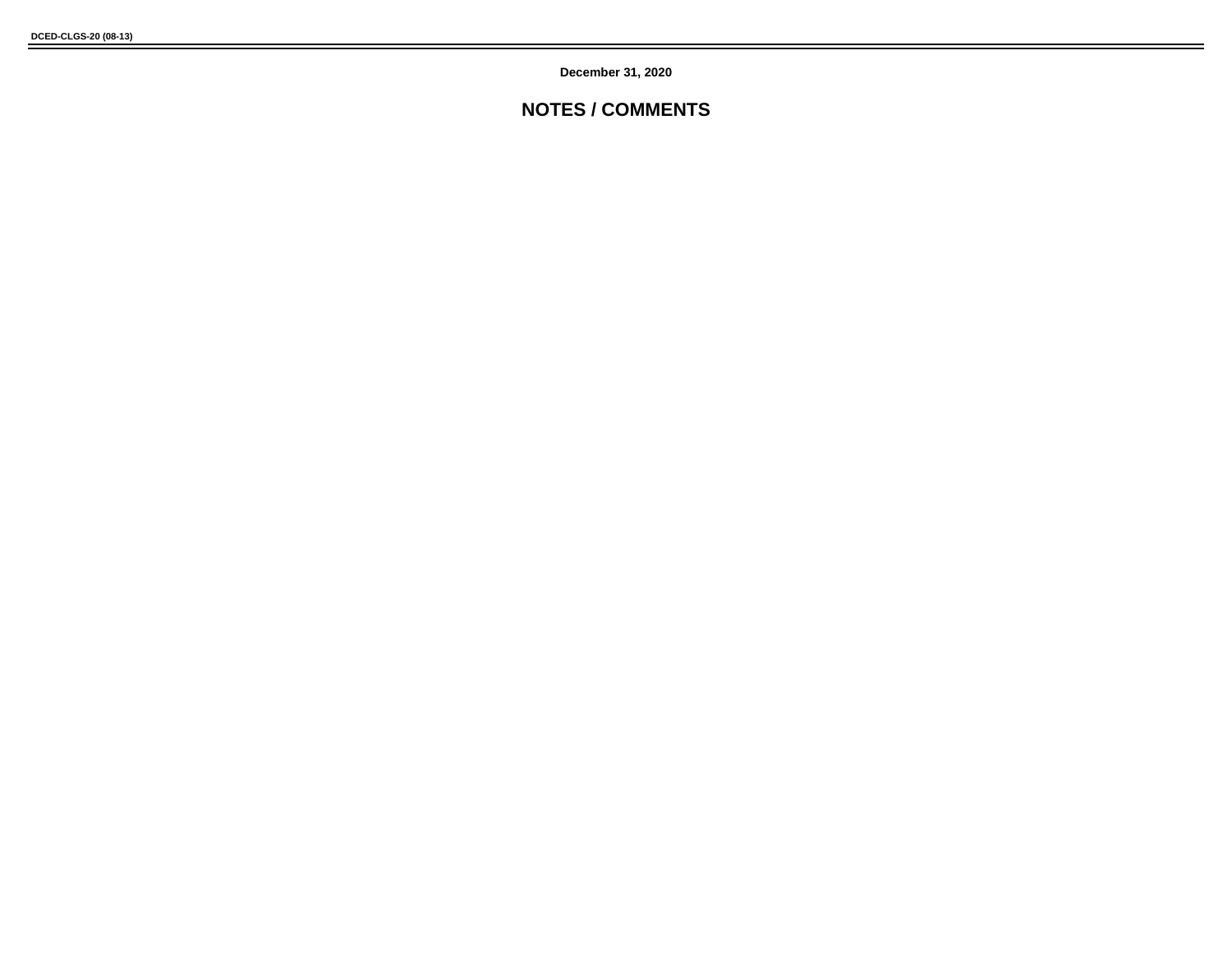December 31, 2020

# NOTES / COMMENTS